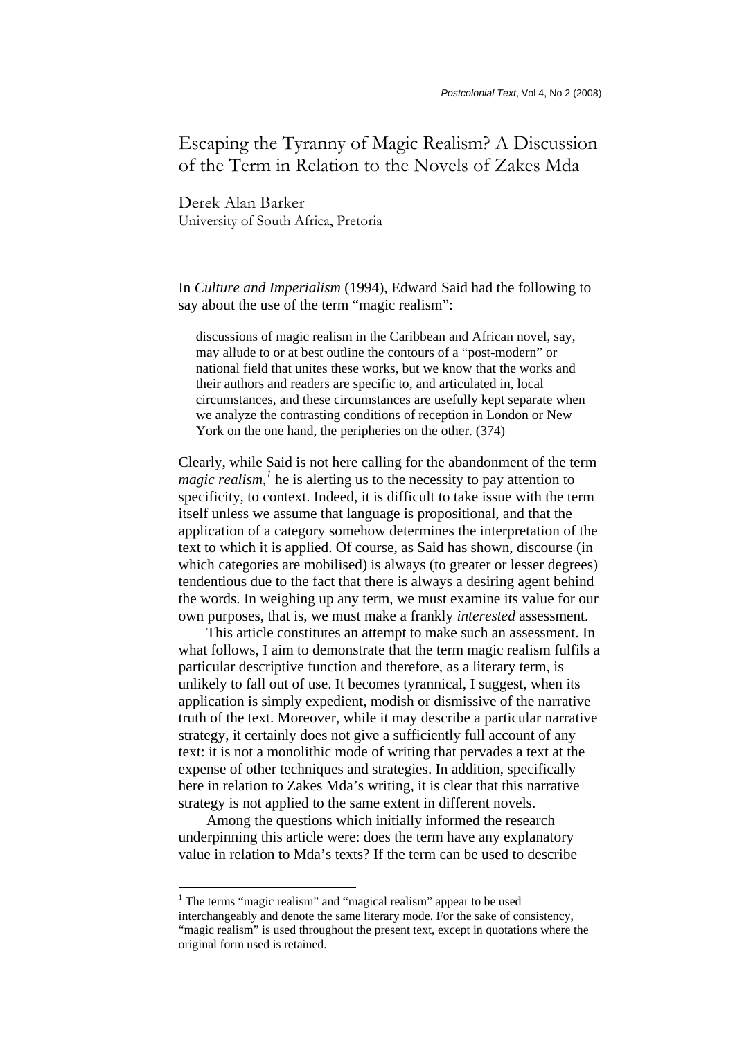# Escaping the Tyranny of Magic Realism? A Discussion of the Term in Relation to the Novels of Zakes Mda

Derek Alan Barker
University of South Africa, Pretoria

In *Culture and Imperialism* (1994), Edward Said had the following to say about the use of the term "magic realism":

> discussions of magic realism in the Caribbean and African novel, say, may allude to or at best outline the contours of a "post-modern" or national field that unites these works, but we know that the works and their authors and readers are specific to, and articulated in, local circumstances, and these circumstances are usefully kept separate when we analyze the contrasting conditions of reception in London or New York on the one hand, the peripheries on the other. (374)

Clearly, while Said is not here calling for the abandonment of the term *magic realism*,[1] he is alerting us to the necessity to pay attention to specificity, to context. Indeed, it is difficult to take issue with the term itself unless we assume that language is propositional, and that the application of a category somehow determines the interpretation of the text to which it is applied. Of course, as Said has shown, discourse (in which categories are mobilised) is always (to greater or lesser degrees) tendentious due to the fact that there is always a desiring agent behind the words. In weighing up any term, we must examine its value for our own purposes, that is, we must make a frankly *interested* assessment.

This article constitutes an attempt to make such an assessment. In what follows, I aim to demonstrate that the term magic realism fulfils a particular descriptive function and therefore, as a literary term, is unlikely to fall out of use. It becomes tyrannical, I suggest, when its application is simply expedient, modish or dismissive of the narrative truth of the text. Moreover, while it may describe a particular narrative strategy, it certainly does not give a sufficiently full account of any text: it is not a monolithic mode of writing that pervades a text at the expense of other techniques and strategies. In addition, specifically here in relation to Zakes Mda's writing, it is clear that this narrative strategy is not applied to the same extent in different novels.

Among the questions which initially informed the research underpinning this article were: does the term have any explanatory value in relation to Mda's texts? If the term can be used to describe

---

[1] The terms "magic realism" and "magical realism" appear to be used interchangeably and denote the same literary mode. For the sake of consistency, "magic realism" is used throughout the present text, except in quotations where the original form used is retained.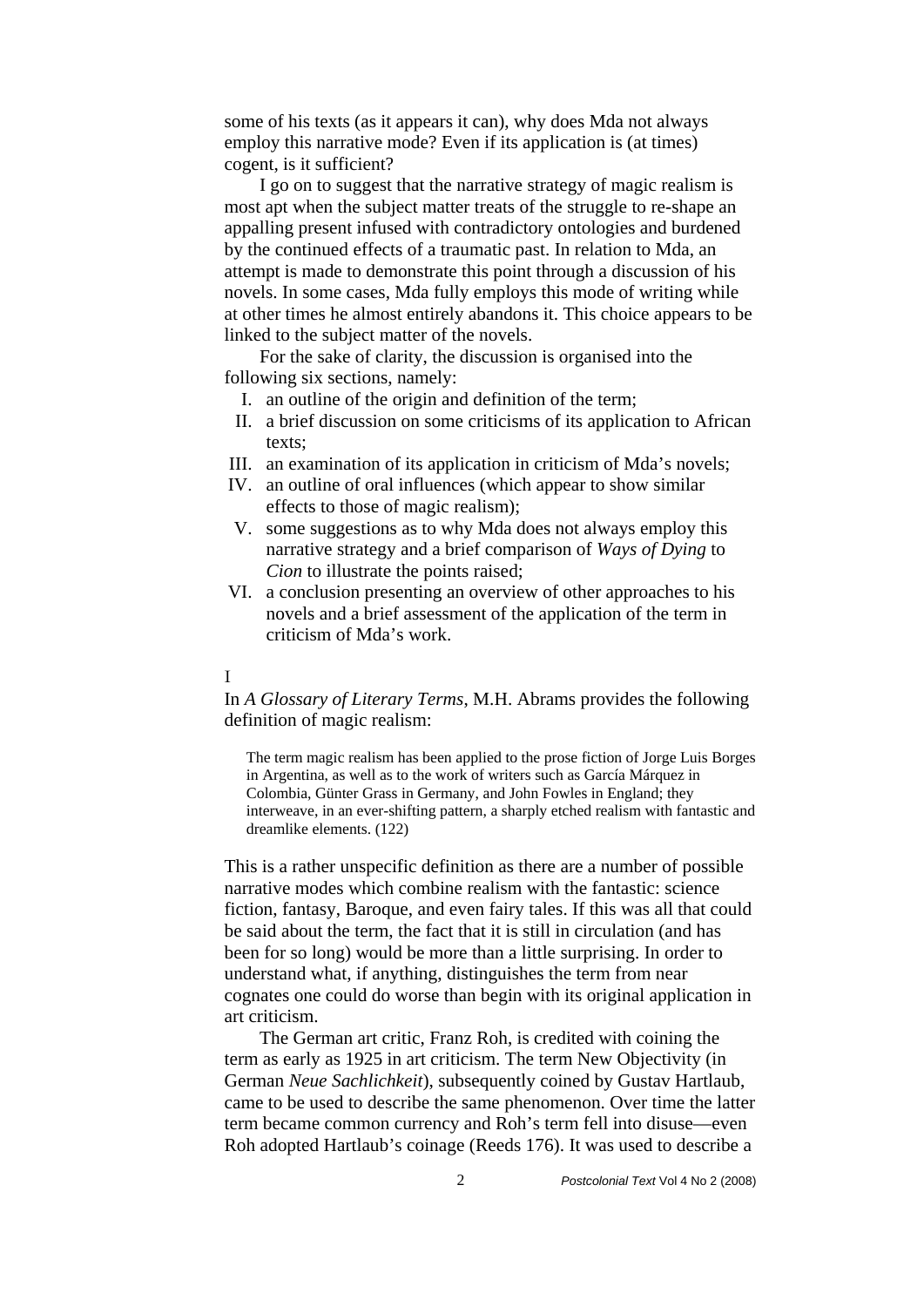some of his texts (as it appears it can), why does Mda not always employ this narrative mode? Even if its application is (at times) cogent, is it sufficient?

I go on to suggest that the narrative strategy of magic realism is most apt when the subject matter treats of the struggle to re-shape an appalling present infused with contradictory ontologies and burdened by the continued effects of a traumatic past. In relation to Mda, an attempt is made to demonstrate this point through a discussion of his novels. In some cases, Mda fully employs this mode of writing while at other times he almost entirely abandons it. This choice appears to be linked to the subject matter of the novels.

For the sake of clarity, the discussion is organised into the following six sections, namely:

I. an outline of the origin and definition of the term;
II. a brief discussion on some criticisms of its application to African texts;
III. an examination of its application in criticism of Mda's novels;
IV. an outline of oral influences (which appear to show similar effects to those of magic realism);
V. some suggestions as to why Mda does not always employ this narrative strategy and a brief comparison of *Ways of Dying* to *Cion* to illustrate the points raised;
VI. a conclusion presenting an overview of other approaches to his novels and a brief assessment of the application of the term in criticism of Mda's work.

I

In *A Glossary of Literary Terms*, M.H. Abrams provides the following definition of magic realism:

> The term magic realism has been applied to the prose fiction of Jorge Luis Borges in Argentina, as well as to the work of writers such as García Márquez in Colombia, Günter Grass in Germany, and John Fowles in England; they interweave, in an ever-shifting pattern, a sharply etched realism with fantastic and dreamlike elements. (122)

This is a rather unspecific definition as there are a number of possible narrative modes which combine realism with the fantastic: science fiction, fantasy, Baroque, and even fairy tales. If this was all that could be said about the term, the fact that it is still in circulation (and has been for so long) would be more than a little surprising. In order to understand what, if anything, distinguishes the term from near cognates one could do worse than begin with its original application in art criticism.

The German art critic, Franz Roh, is credited with coining the term as early as 1925 in art criticism. The term New Objectivity (in German *Neue Sachlichkeit*), subsequently coined by Gustav Hartlaub, came to be used to describe the same phenomenon. Over time the latter term became common currency and Roh's term fell into disuse—even Roh adopted Hartlaub's coinage (Reeds 176). It was used to describe a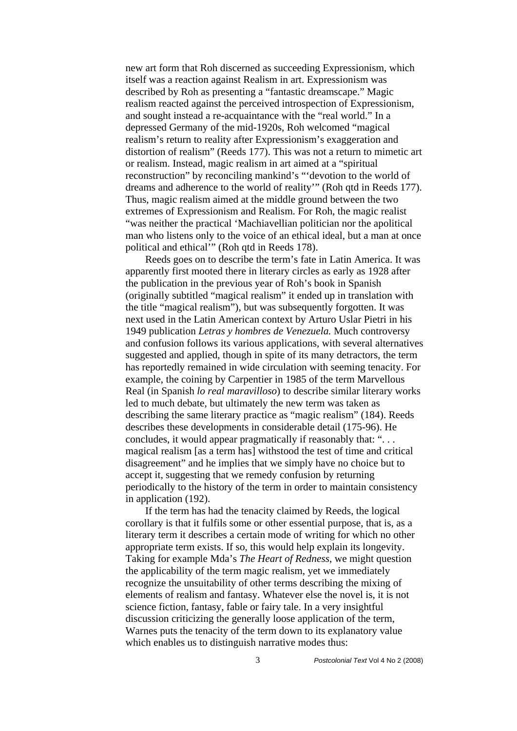new art form that Roh discerned as succeeding Expressionism, which itself was a reaction against Realism in art. Expressionism was described by Roh as presenting a "fantastic dreamscape." Magic realism reacted against the perceived introspection of Expressionism, and sought instead a re-acquaintance with the "real world." In a depressed Germany of the mid-1920s, Roh welcomed "magical realism's return to reality after Expressionism's exaggeration and distortion of realism" (Reeds 177). This was not a return to mimetic art or realism. Instead, magic realism in art aimed at a "spiritual reconstruction" by reconciling mankind's "'devotion to the world of dreams and adherence to the world of reality'" (Roh qtd in Reeds 177). Thus, magic realism aimed at the middle ground between the two extremes of Expressionism and Realism. For Roh, the magic realist "was neither the practical 'Machiavellian politician nor the apolitical man who listens only to the voice of an ethical ideal, but a man at once political and ethical'" (Roh qtd in Reeds 178).

Reeds goes on to describe the term's fate in Latin America. It was apparently first mooted there in literary circles as early as 1928 after the publication in the previous year of Roh's book in Spanish (originally subtitled "magical realism" it ended up in translation with the title "magical realism"), but was subsequently forgotten. It was next used in the Latin American context by Arturo Uslar Pietri in his 1949 publication *Letras y hombres de Venezuela.* Much controversy and confusion follows its various applications, with several alternatives suggested and applied, though in spite of its many detractors, the term has reportedly remained in wide circulation with seeming tenacity. For example, the coining by Carpentier in 1985 of the term Marvellous Real (in Spanish *lo real maravilloso*) to describe similar literary works led to much debate, but ultimately the new term was taken as describing the same literary practice as "magic realism" (184). Reeds describes these developments in considerable detail (175-96). He concludes, it would appear pragmatically if reasonably that: ". . . magical realism [as a term has] withstood the test of time and critical disagreement" and he implies that we simply have no choice but to accept it, suggesting that we remedy confusion by returning periodically to the history of the term in order to maintain consistency in application (192).

If the term has had the tenacity claimed by Reeds, the logical corollary is that it fulfils some or other essential purpose, that is, as a literary term it describes a certain mode of writing for which no other appropriate term exists. If so, this would help explain its longevity. Taking for example Mda's *The Heart of Redness*, we might question the applicability of the term magic realism, yet we immediately recognize the unsuitability of other terms describing the mixing of elements of realism and fantasy. Whatever else the novel is, it is not science fiction, fantasy, fable or fairy tale. In a very insightful discussion criticizing the generally loose application of the term, Warnes puts the tenacity of the term down to its explanatory value which enables us to distinguish narrative modes thus: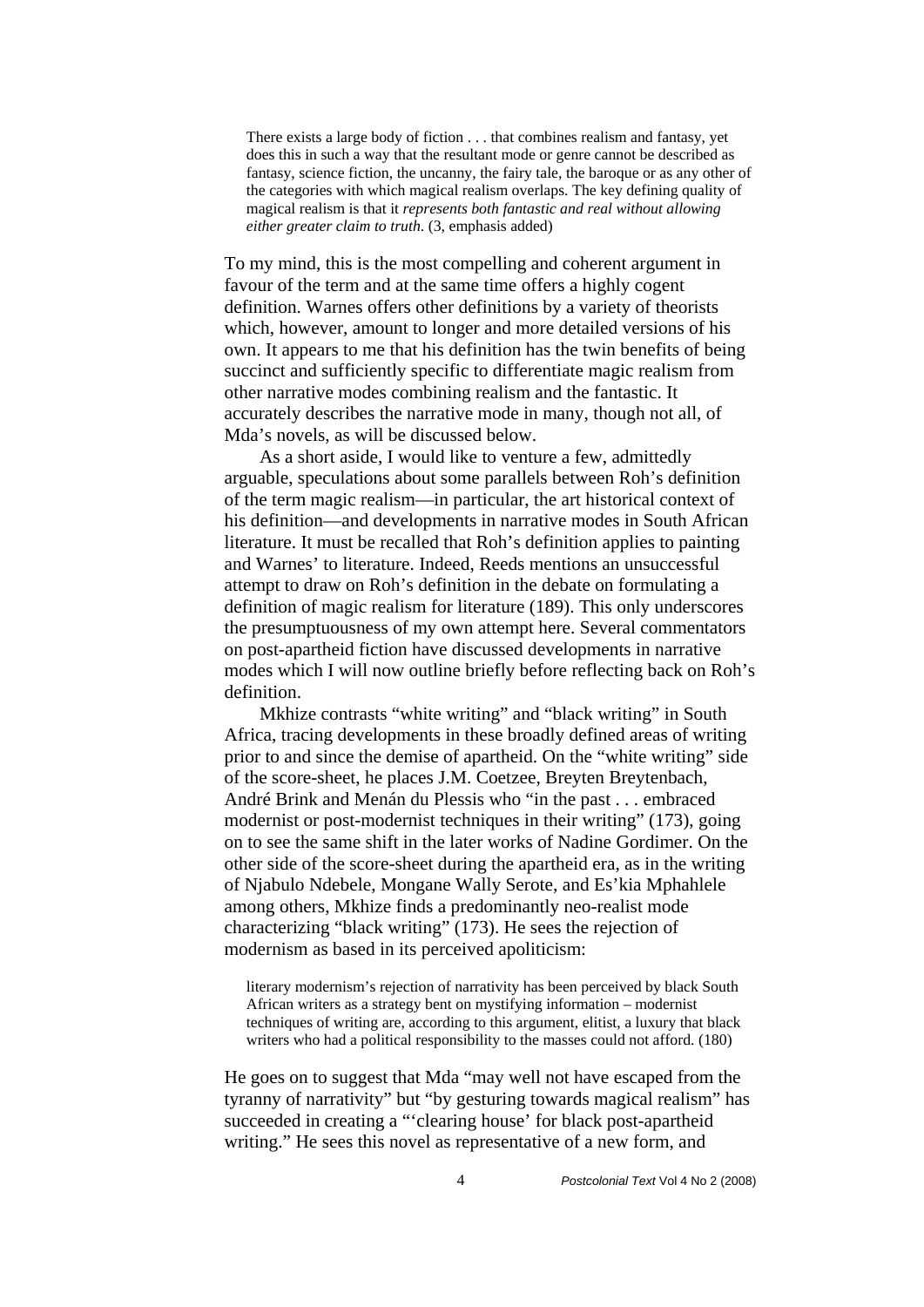> There exists a large body of fiction . . . that combines realism and fantasy, yet does this in such a way that the resultant mode or genre cannot be described as fantasy, science fiction, the uncanny, the fairy tale, the baroque or as any other of the categories with which magical realism overlaps. The key defining quality of magical realism is that it *represents both fantastic and real without allowing either greater claim to truth*. (3, emphasis added)

To my mind, this is the most compelling and coherent argument in favour of the term and at the same time offers a highly cogent definition. Warnes offers other definitions by a variety of theorists which, however, amount to longer and more detailed versions of his own. It appears to me that his definition has the twin benefits of being succinct and sufficiently specific to differentiate magic realism from other narrative modes combining realism and the fantastic. It accurately describes the narrative mode in many, though not all, of Mda's novels, as will be discussed below.

As a short aside, I would like to venture a few, admittedly arguable, speculations about some parallels between Roh's definition of the term magic realism—in particular, the art historical context of his definition—and developments in narrative modes in South African literature. It must be recalled that Roh's definition applies to painting and Warnes' to literature. Indeed, Reeds mentions an unsuccessful attempt to draw on Roh's definition in the debate on formulating a definition of magic realism for literature (189). This only underscores the presumptuousness of my own attempt here. Several commentators on post-apartheid fiction have discussed developments in narrative modes which I will now outline briefly before reflecting back on Roh's definition.

Mkhize contrasts "white writing" and "black writing" in South Africa, tracing developments in these broadly defined areas of writing prior to and since the demise of apartheid. On the "white writing" side of the score-sheet, he places J.M. Coetzee, Breyten Breytenbach, André Brink and Menán du Plessis who "in the past . . . embraced modernist or post-modernist techniques in their writing" (173), going on to see the same shift in the later works of Nadine Gordimer. On the other side of the score-sheet during the apartheid era, as in the writing of Njabulo Ndebele, Mongane Wally Serote, and Es'kia Mphahlele among others, Mkhize finds a predominantly neo-realist mode characterizing "black writing" (173). He sees the rejection of modernism as based in its perceived apoliticism:

> literary modernism's rejection of narrativity has been perceived by black South African writers as a strategy bent on mystifying information – modernist techniques of writing are, according to this argument, elitist, a luxury that black writers who had a political responsibility to the masses could not afford. (180)

He goes on to suggest that Mda "may well not have escaped from the tyranny of narrativity" but "by gesturing towards magical realism" has succeeded in creating a "'clearing house' for black post-apartheid writing." He sees this novel as representative of a new form, and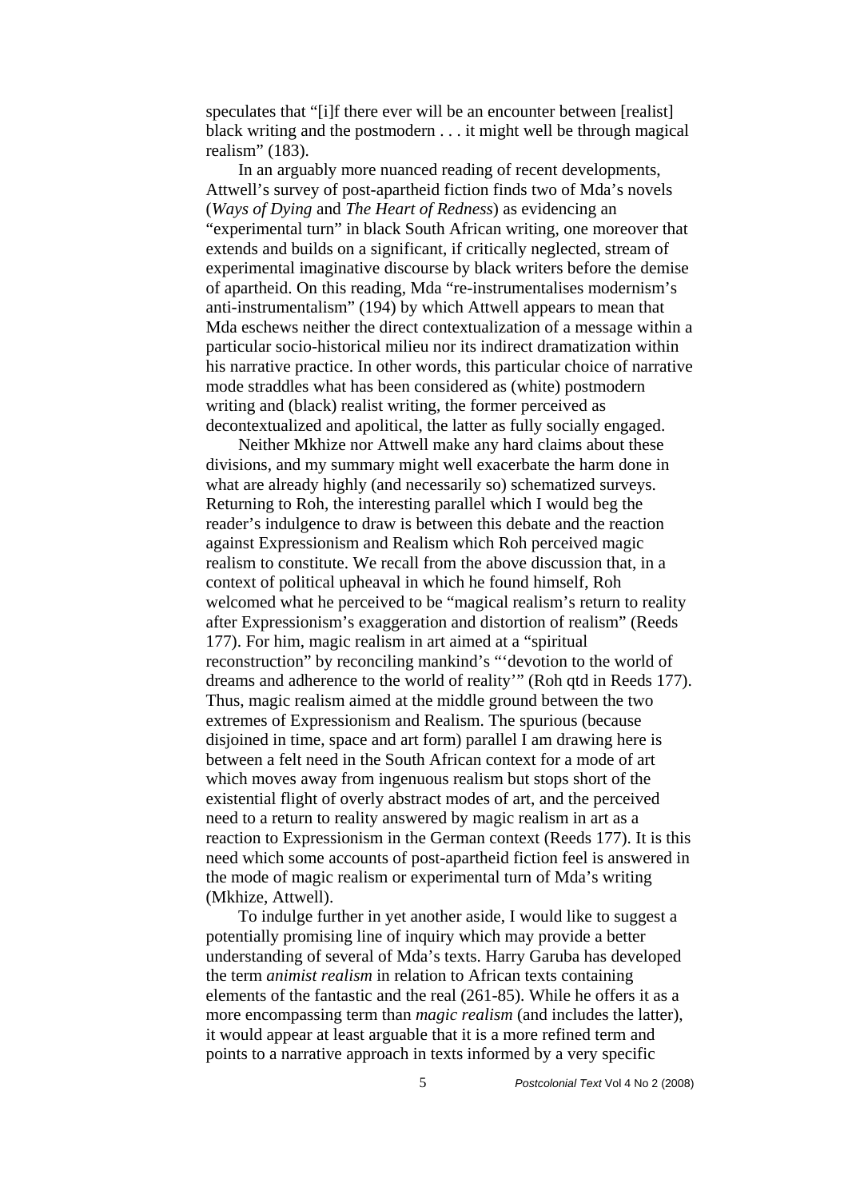speculates that "[i]f there ever will be an encounter between [realist] black writing and the postmodern . . . it might well be through magical realism" (183).

In an arguably more nuanced reading of recent developments, Attwell's survey of post-apartheid fiction finds two of Mda's novels (*Ways of Dying* and *The Heart of Redness*) as evidencing an "experimental turn" in black South African writing, one moreover that extends and builds on a significant, if critically neglected, stream of experimental imaginative discourse by black writers before the demise of apartheid. On this reading, Mda "re-instrumentalises modernism's anti-instrumentalism" (194) by which Attwell appears to mean that Mda eschews neither the direct contextualization of a message within a particular socio-historical milieu nor its indirect dramatization within his narrative practice. In other words, this particular choice of narrative mode straddles what has been considered as (white) postmodern writing and (black) realist writing, the former perceived as decontextualized and apolitical, the latter as fully socially engaged.

Neither Mkhize nor Attwell make any hard claims about these divisions, and my summary might well exacerbate the harm done in what are already highly (and necessarily so) schematized surveys. Returning to Roh, the interesting parallel which I would beg the reader's indulgence to draw is between this debate and the reaction against Expressionism and Realism which Roh perceived magic realism to constitute. We recall from the above discussion that, in a context of political upheaval in which he found himself, Roh welcomed what he perceived to be "magical realism's return to reality after Expressionism's exaggeration and distortion of realism" (Reeds 177). For him, magic realism in art aimed at a "spiritual reconstruction" by reconciling mankind's "'devotion to the world of dreams and adherence to the world of reality'" (Roh qtd in Reeds 177). Thus, magic realism aimed at the middle ground between the two extremes of Expressionism and Realism. The spurious (because disjoined in time, space and art form) parallel I am drawing here is between a felt need in the South African context for a mode of art which moves away from ingenuous realism but stops short of the existential flight of overly abstract modes of art, and the perceived need to a return to reality answered by magic realism in art as a reaction to Expressionism in the German context (Reeds 177). It is this need which some accounts of post-apartheid fiction feel is answered in the mode of magic realism or experimental turn of Mda's writing (Mkhize, Attwell).

To indulge further in yet another aside, I would like to suggest a potentially promising line of inquiry which may provide a better understanding of several of Mda's texts. Harry Garuba has developed the term *animist realism* in relation to African texts containing elements of the fantastic and the real (261-85). While he offers it as a more encompassing term than *magic realism* (and includes the latter), it would appear at least arguable that it is a more refined term and points to a narrative approach in texts informed by a very specific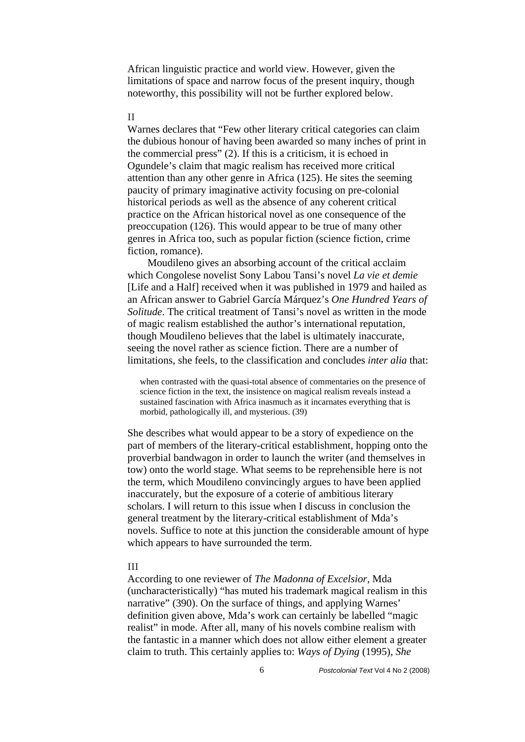African linguistic practice and world view. However, given the limitations of space and narrow focus of the present inquiry, though noteworthy, this possibility will not be further explored below.

## II

Warnes declares that "Few other literary critical categories can claim the dubious honour of having been awarded so many inches of print in the commercial press" (2). If this is a criticism, it is echoed in Ogundele's claim that magic realism has received more critical attention than any other genre in Africa (125). He sites the seeming paucity of primary imaginative activity focusing on pre-colonial historical periods as well as the absence of any coherent critical practice on the African historical novel as one consequence of the preoccupation (126). This would appear to be true of many other genres in Africa too, such as popular fiction (science fiction, crime fiction, romance).

Moudileno gives an absorbing account of the critical acclaim which Congolese novelist Sony Labou Tansi's novel *La vie et demie* [Life and a Half] received when it was published in 1979 and hailed as an African answer to Gabriel García Márquez's *One Hundred Years of Solitude*. The critical treatment of Tansi's novel as written in the mode of magic realism established the author's international reputation, though Moudileno believes that the label is ultimately inaccurate, seeing the novel rather as science fiction. There are a number of limitations, she feels, to the classification and concludes *inter alia* that:

> when contrasted with the quasi-total absence of commentaries on the presence of science fiction in the text, the insistence on magical realism reveals instead a sustained fascination with Africa inasmuch as it incarnates everything that is morbid, pathologically ill, and mysterious. (39)

She describes what would appear to be a story of expedience on the part of members of the literary-critical establishment, hopping onto the proverbial bandwagon in order to launch the writer (and themselves in tow) onto the world stage. What seems to be reprehensible here is not the term, which Moudileno convincingly argues to have been applied inaccurately, but the exposure of a coterie of ambitious literary scholars. I will return to this issue when I discuss in conclusion the general treatment by the literary-critical establishment of Mda's novels. Suffice to note at this junction the considerable amount of hype which appears to have surrounded the term.

## III

According to one reviewer of *The Madonna of Excelsior*, Mda (uncharacteristically) "has muted his trademark magical realism in this narrative" (390). On the surface of things, and applying Warnes' definition given above, Mda's work can certainly be labelled "magic realist" in mode. After all, many of his novels combine realism with the fantastic in a manner which does not allow either element a greater claim to truth. This certainly applies to: *Ways of Dying* (1995), *She*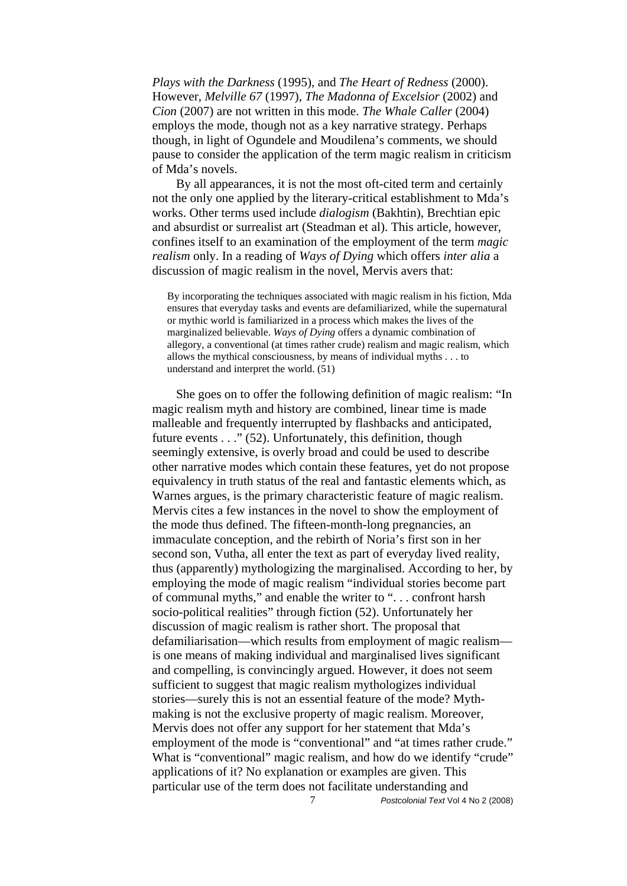*Plays with the Darkness* (1995), and *The Heart of Redness* (2000). However, *Melville 67* (1997), *The Madonna of Excelsior* (2002) and *Cion* (2007) are not written in this mode. *The Whale Caller* (2004) employs the mode, though not as a key narrative strategy. Perhaps though, in light of Ogundele and Moudilena's comments, we should pause to consider the application of the term magic realism in criticism of Mda's novels.

By all appearances, it is not the most oft-cited term and certainly not the only one applied by the literary-critical establishment to Mda's works. Other terms used include *dialogism* (Bakhtin), Brechtian epic and absurdist or surrealist art (Steadman et al). This article, however, confines itself to an examination of the employment of the term *magic realism* only. In a reading of *Ways of Dying* which offers *inter alia* a discussion of magic realism in the novel, Mervis avers that:

> By incorporating the techniques associated with magic realism in his fiction, Mda ensures that everyday tasks and events are defamiliarized, while the supernatural or mythic world is familiarized in a process which makes the lives of the marginalized believable. *Ways of Dying* offers a dynamic combination of allegory, a conventional (at times rather crude) realism and magic realism, which allows the mythical consciousness, by means of individual myths . . . to understand and interpret the world. (51)

She goes on to offer the following definition of magic realism: "In magic realism myth and history are combined, linear time is made malleable and frequently interrupted by flashbacks and anticipated, future events . . ." (52). Unfortunately, this definition, though seemingly extensive, is overly broad and could be used to describe other narrative modes which contain these features, yet do not propose equivalency in truth status of the real and fantastic elements which, as Warnes argues, is the primary characteristic feature of magic realism. Mervis cites a few instances in the novel to show the employment of the mode thus defined. The fifteen-month-long pregnancies, an immaculate conception, and the rebirth of Noria's first son in her second son, Vutha, all enter the text as part of everyday lived reality, thus (apparently) mythologizing the marginalised. According to her, by employing the mode of magic realism "individual stories become part of communal myths," and enable the writer to ". . . confront harsh socio-political realities" through fiction (52). Unfortunately her discussion of magic realism is rather short. The proposal that defamiliarisation—which results from employment of magic realism—is one means of making individual and marginalised lives significant and compelling, is convincingly argued. However, it does not seem sufficient to suggest that magic realism mythologizes individual stories—surely this is not an essential feature of the mode? Myth-making is not the exclusive property of magic realism. Moreover, Mervis does not offer any support for her statement that Mda's employment of the mode is "conventional" and "at times rather crude." What is "conventional" magic realism, and how do we identify "crude" applications of it? No explanation or examples are given. This particular use of the term does not facilitate understanding and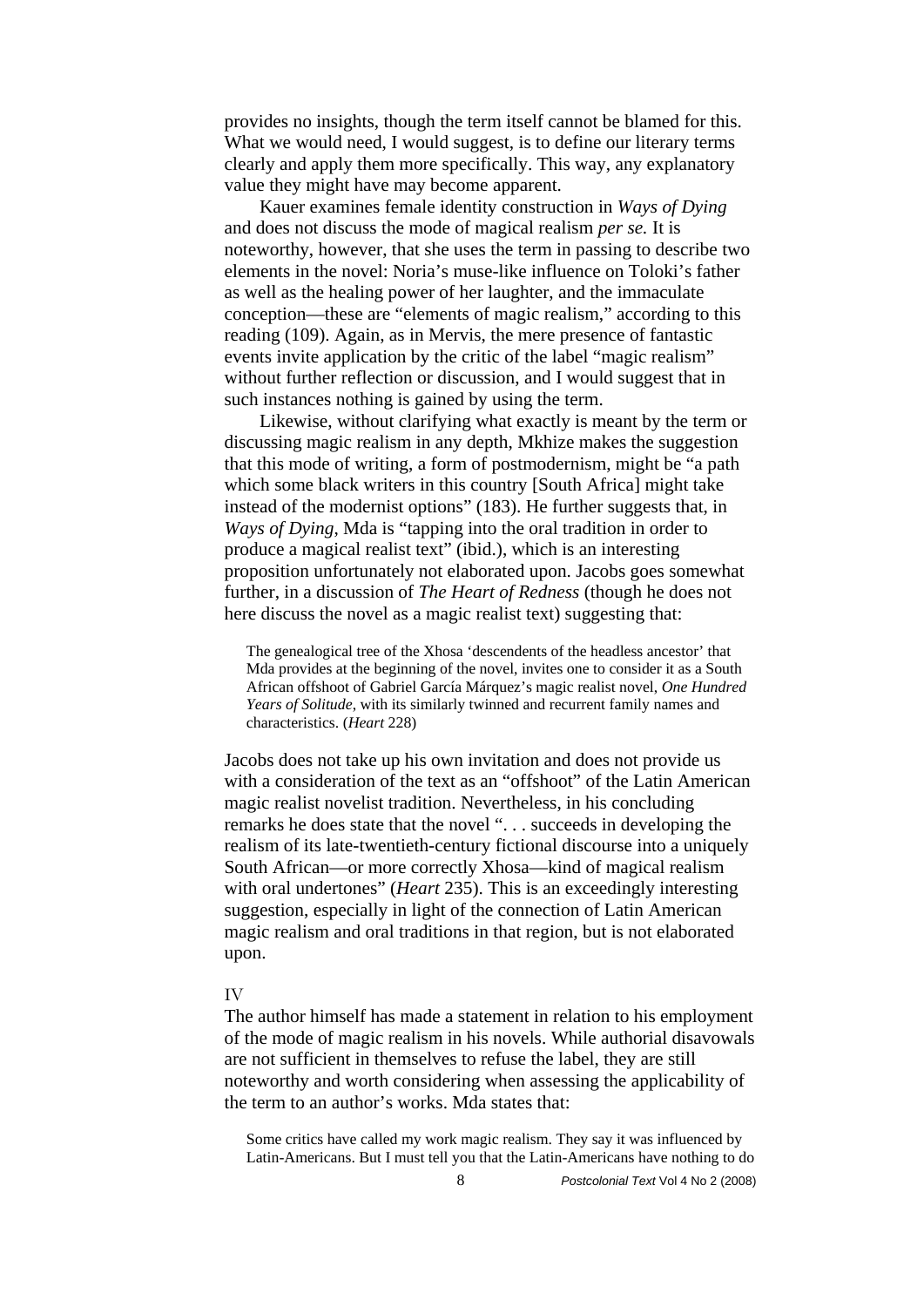provides no insights, though the term itself cannot be blamed for this. What we would need, I would suggest, is to define our literary terms clearly and apply them more specifically. This way, any explanatory value they might have may become apparent.

Kauer examines female identity construction in *Ways of Dying* and does not discuss the mode of magical realism *per se.* It is noteworthy, however, that she uses the term in passing to describe two elements in the novel: Noria's muse-like influence on Toloki's father as well as the healing power of her laughter, and the immaculate conception—these are "elements of magic realism," according to this reading (109). Again, as in Mervis, the mere presence of fantastic events invite application by the critic of the label "magic realism" without further reflection or discussion, and I would suggest that in such instances nothing is gained by using the term.

Likewise, without clarifying what exactly is meant by the term or discussing magic realism in any depth, Mkhize makes the suggestion that this mode of writing, a form of postmodernism, might be "a path which some black writers in this country [South Africa] might take instead of the modernist options" (183). He further suggests that, in *Ways of Dying*, Mda is "tapping into the oral tradition in order to produce a magical realist text" (ibid.), which is an interesting proposition unfortunately not elaborated upon. Jacobs goes somewhat further, in a discussion of *The Heart of Redness* (though he does not here discuss the novel as a magic realist text) suggesting that:

> The genealogical tree of the Xhosa 'descendents of the headless ancestor' that Mda provides at the beginning of the novel, invites one to consider it as a South African offshoot of Gabriel García Márquez's magic realist novel, *One Hundred Years of Solitude*, with its similarly twinned and recurrent family names and characteristics. (*Heart* 228)

Jacobs does not take up his own invitation and does not provide us with a consideration of the text as an "offshoot" of the Latin American magic realist novelist tradition. Nevertheless, in his concluding remarks he does state that the novel ". . . succeeds in developing the realism of its late-twentieth-century fictional discourse into a uniquely South African—or more correctly Xhosa—kind of magical realism with oral undertones" (*Heart* 235). This is an exceedingly interesting suggestion, especially in light of the connection of Latin American magic realism and oral traditions in that region, but is not elaborated upon.

## IV

The author himself has made a statement in relation to his employment of the mode of magic realism in his novels. While authorial disavowals are not sufficient in themselves to refuse the label, they are still noteworthy and worth considering when assessing the applicability of the term to an author's works. Mda states that:

> Some critics have called my work magic realism. They say it was influenced by Latin-Americans. But I must tell you that the Latin-Americans have nothing to do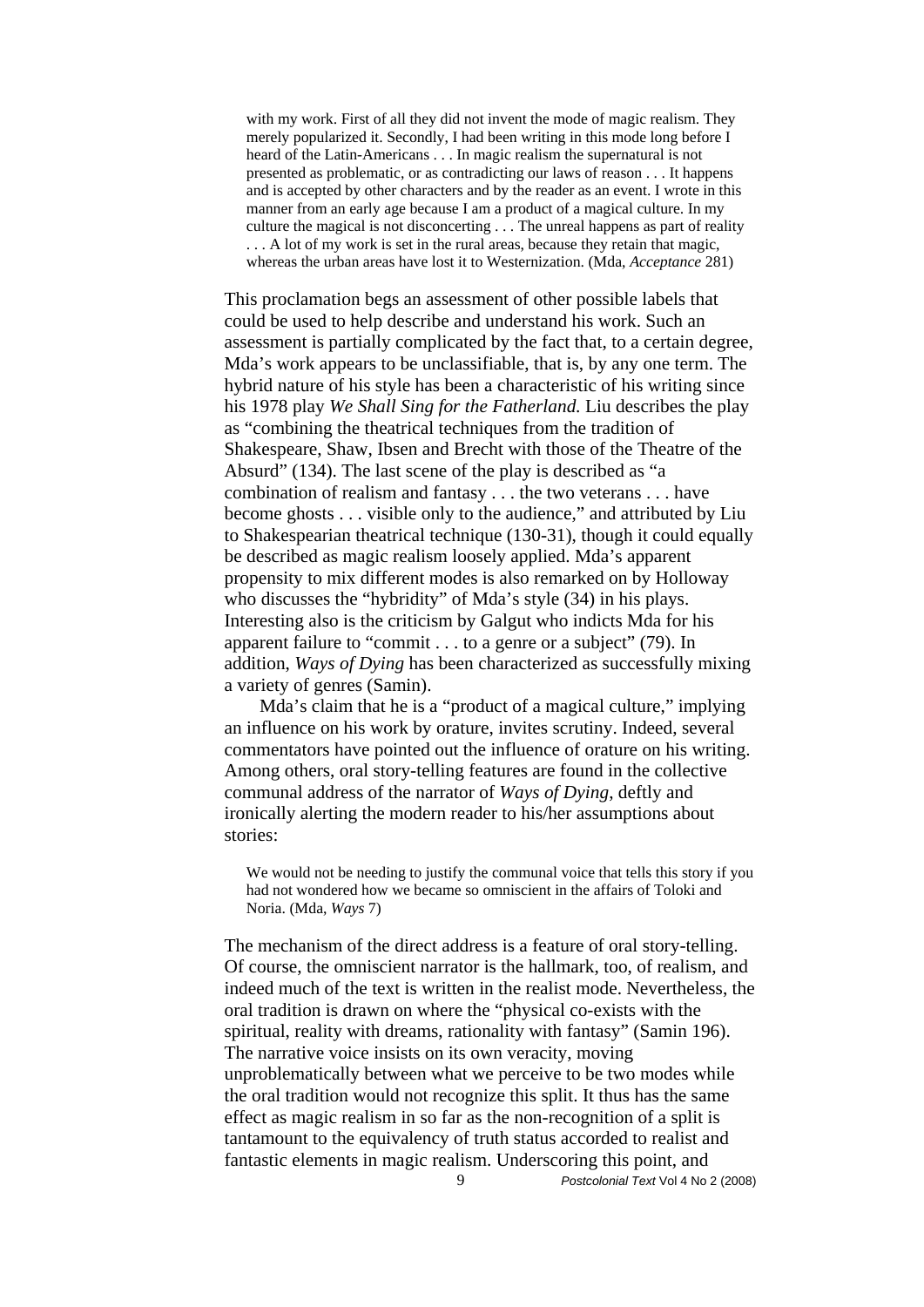> with my work. First of all they did not invent the mode of magic realism. They merely popularized it. Secondly, I had been writing in this mode long before I heard of the Latin-Americans . . . In magic realism the supernatural is not presented as problematic, or as contradicting our laws of reason . . . It happens and is accepted by other characters and by the reader as an event. I wrote in this manner from an early age because I am a product of a magical culture. In my culture the magical is not disconcerting . . . The unreal happens as part of reality . . . A lot of my work is set in the rural areas, because they retain that magic, whereas the urban areas have lost it to Westernization. (Mda, *Acceptance* 281)

This proclamation begs an assessment of other possible labels that could be used to help describe and understand his work. Such an assessment is partially complicated by the fact that, to a certain degree, Mda's work appears to be unclassifiable, that is, by any one term. The hybrid nature of his style has been a characteristic of his writing since his 1978 play *We Shall Sing for the Fatherland.* Liu describes the play as "combining the theatrical techniques from the tradition of Shakespeare, Shaw, Ibsen and Brecht with those of the Theatre of the Absurd" (134). The last scene of the play is described as "a combination of realism and fantasy . . . the two veterans . . . have become ghosts . . . visible only to the audience," and attributed by Liu to Shakespearian theatrical technique (130-31), though it could equally be described as magic realism loosely applied. Mda's apparent propensity to mix different modes is also remarked on by Holloway who discusses the "hybridity" of Mda's style (34) in his plays. Interesting also is the criticism by Galgut who indicts Mda for his apparent failure to "commit . . . to a genre or a subject" (79). In addition, *Ways of Dying* has been characterized as successfully mixing a variety of genres (Samin).

Mda's claim that he is a "product of a magical culture," implying an influence on his work by orature, invites scrutiny. Indeed, several commentators have pointed out the influence of orature on his writing. Among others, oral story-telling features are found in the collective communal address of the narrator of *Ways of Dying*, deftly and ironically alerting the modern reader to his/her assumptions about stories:

> We would not be needing to justify the communal voice that tells this story if you had not wondered how we became so omniscient in the affairs of Toloki and Noria. (Mda, *Ways* 7)

The mechanism of the direct address is a feature of oral story-telling. Of course, the omniscient narrator is the hallmark, too, of realism, and indeed much of the text is written in the realist mode. Nevertheless, the oral tradition is drawn on where the "physical co-exists with the spiritual, reality with dreams, rationality with fantasy" (Samin 196). The narrative voice insists on its own veracity, moving unproblematically between what we perceive to be two modes while the oral tradition would not recognize this split. It thus has the same effect as magic realism in so far as the non-recognition of a split is tantamount to the equivalency of truth status accorded to realist and fantastic elements in magic realism. Underscoring this point, and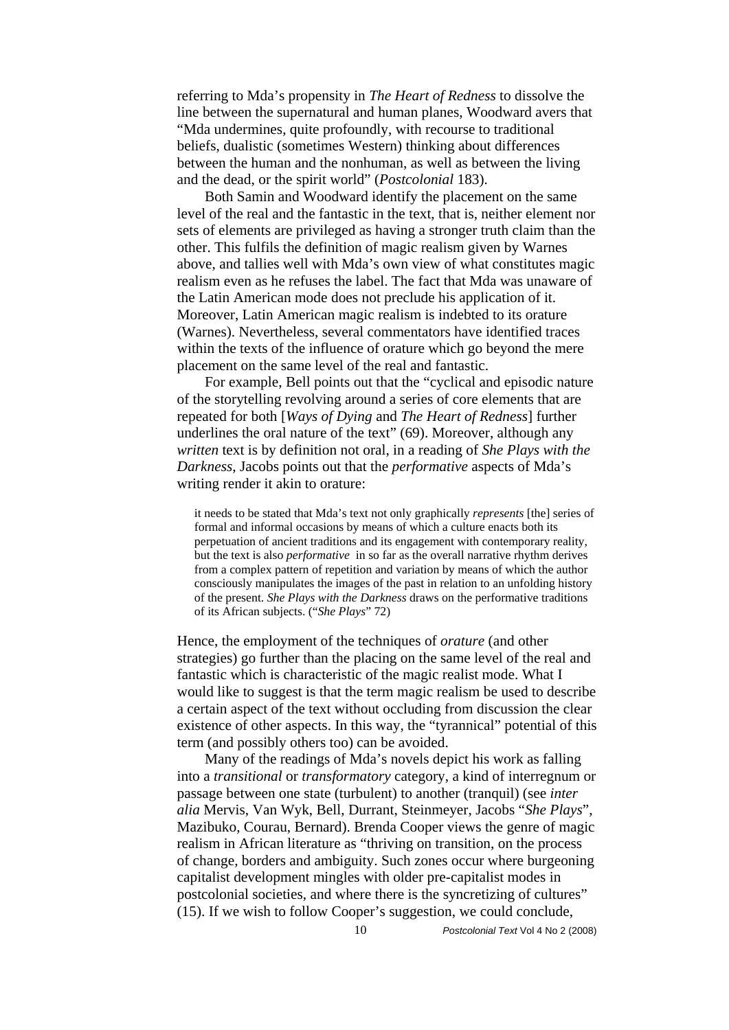referring to Mda's propensity in *The Heart of Redness* to dissolve the line between the supernatural and human planes, Woodward avers that "Mda undermines, quite profoundly, with recourse to traditional beliefs, dualistic (sometimes Western) thinking about differences between the human and the nonhuman, as well as between the living and the dead, or the spirit world" (*Postcolonial* 183).

Both Samin and Woodward identify the placement on the same level of the real and the fantastic in the text, that is, neither element nor sets of elements are privileged as having a stronger truth claim than the other. This fulfils the definition of magic realism given by Warnes above, and tallies well with Mda's own view of what constitutes magic realism even as he refuses the label. The fact that Mda was unaware of the Latin American mode does not preclude his application of it. Moreover, Latin American magic realism is indebted to its orature (Warnes). Nevertheless, several commentators have identified traces within the texts of the influence of orature which go beyond the mere placement on the same level of the real and fantastic.

For example, Bell points out that the "cyclical and episodic nature of the storytelling revolving around a series of core elements that are repeated for both [*Ways of Dying* and *The Heart of Redness*] further underlines the oral nature of the text" (69). Moreover, although any *written* text is by definition not oral, in a reading of *She Plays with the Darkness*, Jacobs points out that the *performative* aspects of Mda's writing render it akin to orature:

> it needs to be stated that Mda's text not only graphically *represents* [the] series of formal and informal occasions by means of which a culture enacts both its perpetuation of ancient traditions and its engagement with contemporary reality, but the text is also *performative* in so far as the overall narrative rhythm derives from a complex pattern of repetition and variation by means of which the author consciously manipulates the images of the past in relation to an unfolding history of the present. *She Plays with the Darkness* draws on the performative traditions of its African subjects. ("*She Plays*" 72)

Hence, the employment of the techniques of *orature* (and other strategies) go further than the placing on the same level of the real and fantastic which is characteristic of the magic realist mode. What I would like to suggest is that the term magic realism be used to describe a certain aspect of the text without occluding from discussion the clear existence of other aspects. In this way, the "tyrannical" potential of this term (and possibly others too) can be avoided.

Many of the readings of Mda's novels depict his work as falling into a *transitional* or *transformatory* category, a kind of interregnum or passage between one state (turbulent) to another (tranquil) (see *inter alia* Mervis, Van Wyk, Bell, Durrant, Steinmeyer, Jacobs "*She Plays*", Mazibuko, Courau, Bernard). Brenda Cooper views the genre of magic realism in African literature as "thriving on transition, on the process of change, borders and ambiguity. Such zones occur where burgeoning capitalist development mingles with older pre-capitalist modes in postcolonial societies, and where there is the syncretizing of cultures" (15). If we wish to follow Cooper's suggestion, we could conclude,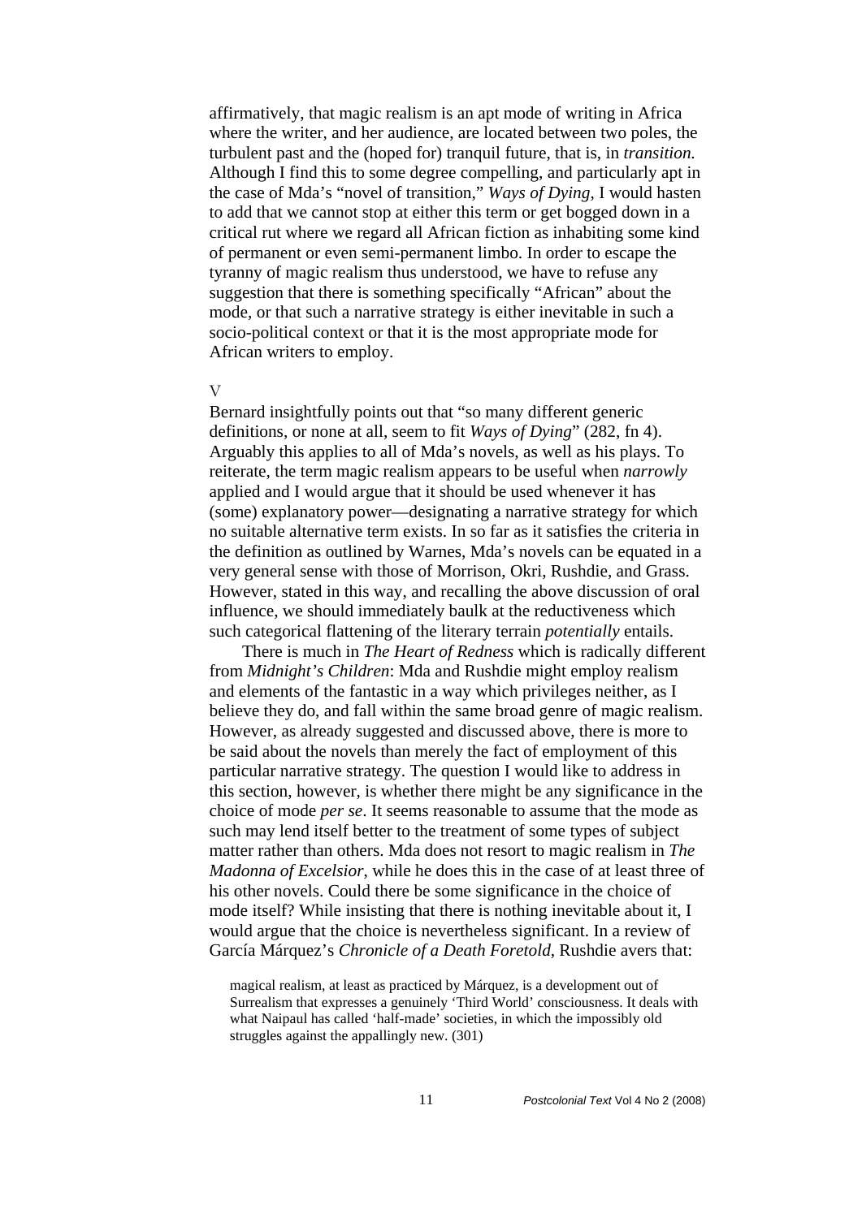affirmatively, that magic realism is an apt mode of writing in Africa where the writer, and her audience, are located between two poles, the turbulent past and the (hoped for) tranquil future, that is, in *transition.* Although I find this to some degree compelling, and particularly apt in the case of Mda's "novel of transition," *Ways of Dying*, I would hasten to add that we cannot stop at either this term or get bogged down in a critical rut where we regard all African fiction as inhabiting some kind of permanent or even semi-permanent limbo. In order to escape the tyranny of magic realism thus understood, we have to refuse any suggestion that there is something specifically "African" about the mode, or that such a narrative strategy is either inevitable in such a socio-political context or that it is the most appropriate mode for African writers to employ.

## V

Bernard insightfully points out that "so many different generic definitions, or none at all, seem to fit *Ways of Dying*" (282, fn 4). Arguably this applies to all of Mda's novels, as well as his plays. To reiterate, the term magic realism appears to be useful when *narrowly* applied and I would argue that it should be used whenever it has (some) explanatory power—designating a narrative strategy for which no suitable alternative term exists. In so far as it satisfies the criteria in the definition as outlined by Warnes, Mda's novels can be equated in a very general sense with those of Morrison, Okri, Rushdie, and Grass. However, stated in this way, and recalling the above discussion of oral influence, we should immediately baulk at the reductiveness which such categorical flattening of the literary terrain *potentially* entails.

There is much in *The Heart of Redness* which is radically different from *Midnight's Children*: Mda and Rushdie might employ realism and elements of the fantastic in a way which privileges neither, as I believe they do, and fall within the same broad genre of magic realism. However, as already suggested and discussed above, there is more to be said about the novels than merely the fact of employment of this particular narrative strategy. The question I would like to address in this section, however, is whether there might be any significance in the choice of mode *per se*. It seems reasonable to assume that the mode as such may lend itself better to the treatment of some types of subject matter rather than others. Mda does not resort to magic realism in *The Madonna of Excelsior*, while he does this in the case of at least three of his other novels. Could there be some significance in the choice of mode itself? While insisting that there is nothing inevitable about it, I would argue that the choice is nevertheless significant. In a review of García Márquez's *Chronicle of a Death Foretold*, Rushdie avers that:

> magical realism, at least as practiced by Márquez, is a development out of Surrealism that expresses a genuinely 'Third World' consciousness. It deals with what Naipaul has called 'half-made' societies, in which the impossibly old struggles against the appallingly new. (301)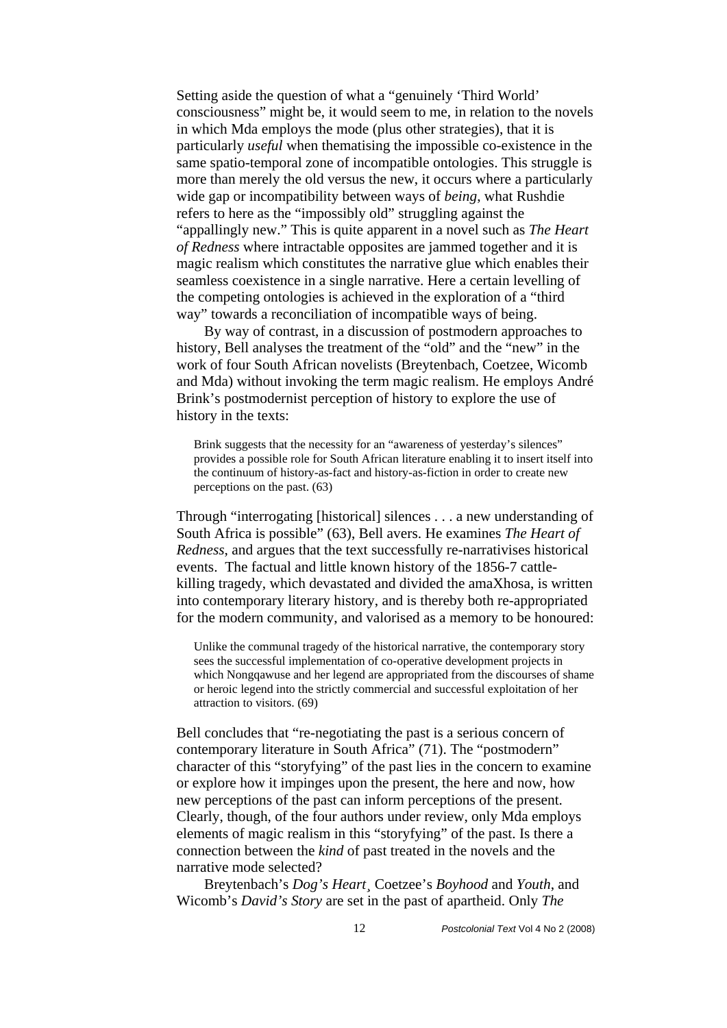Setting aside the question of what a "genuinely 'Third World' consciousness" might be, it would seem to me, in relation to the novels in which Mda employs the mode (plus other strategies), that it is particularly *useful* when thematising the impossible co-existence in the same spatio-temporal zone of incompatible ontologies. This struggle is more than merely the old versus the new, it occurs where a particularly wide gap or incompatibility between ways of *being*, what Rushdie refers to here as the "impossibly old" struggling against the "appallingly new." This is quite apparent in a novel such as *The Heart of Redness* where intractable opposites are jammed together and it is magic realism which constitutes the narrative glue which enables their seamless coexistence in a single narrative. Here a certain levelling of the competing ontologies is achieved in the exploration of a "third way" towards a reconciliation of incompatible ways of being.

By way of contrast, in a discussion of postmodern approaches to history, Bell analyses the treatment of the "old" and the "new" in the work of four South African novelists (Breytenbach, Coetzee, Wicomb and Mda) without invoking the term magic realism. He employs André Brink's postmodernist perception of history to explore the use of history in the texts:

> Brink suggests that the necessity for an "awareness of yesterday's silences" provides a possible role for South African literature enabling it to insert itself into the continuum of history-as-fact and history-as-fiction in order to create new perceptions on the past. (63)

Through "interrogating [historical] silences . . . a new understanding of South Africa is possible" (63), Bell avers. He examines *The Heart of Redness*, and argues that the text successfully re-narrativises historical events. The factual and little known history of the 1856-7 cattle-killing tragedy, which devastated and divided the amaXhosa, is written into contemporary literary history, and is thereby both re-appropriated for the modern community, and valorised as a memory to be honoured:

> Unlike the communal tragedy of the historical narrative, the contemporary story sees the successful implementation of co-operative development projects in which Nongqawuse and her legend are appropriated from the discourses of shame or heroic legend into the strictly commercial and successful exploitation of her attraction to visitors. (69)

Bell concludes that "re-negotiating the past is a serious concern of contemporary literature in South Africa" (71). The "postmodern" character of this "storyfying" of the past lies in the concern to examine or explore how it impinges upon the present, the here and now, how new perceptions of the past can inform perceptions of the present. Clearly, though, of the four authors under review, only Mda employs elements of magic realism in this "storyfying" of the past. Is there a connection between the *kind* of past treated in the novels and the narrative mode selected?

Breytenbach's *Dog's Heart*¸ Coetzee's *Boyhood* and *Youth*, and Wicomb's *David's Story* are set in the past of apartheid. Only *The*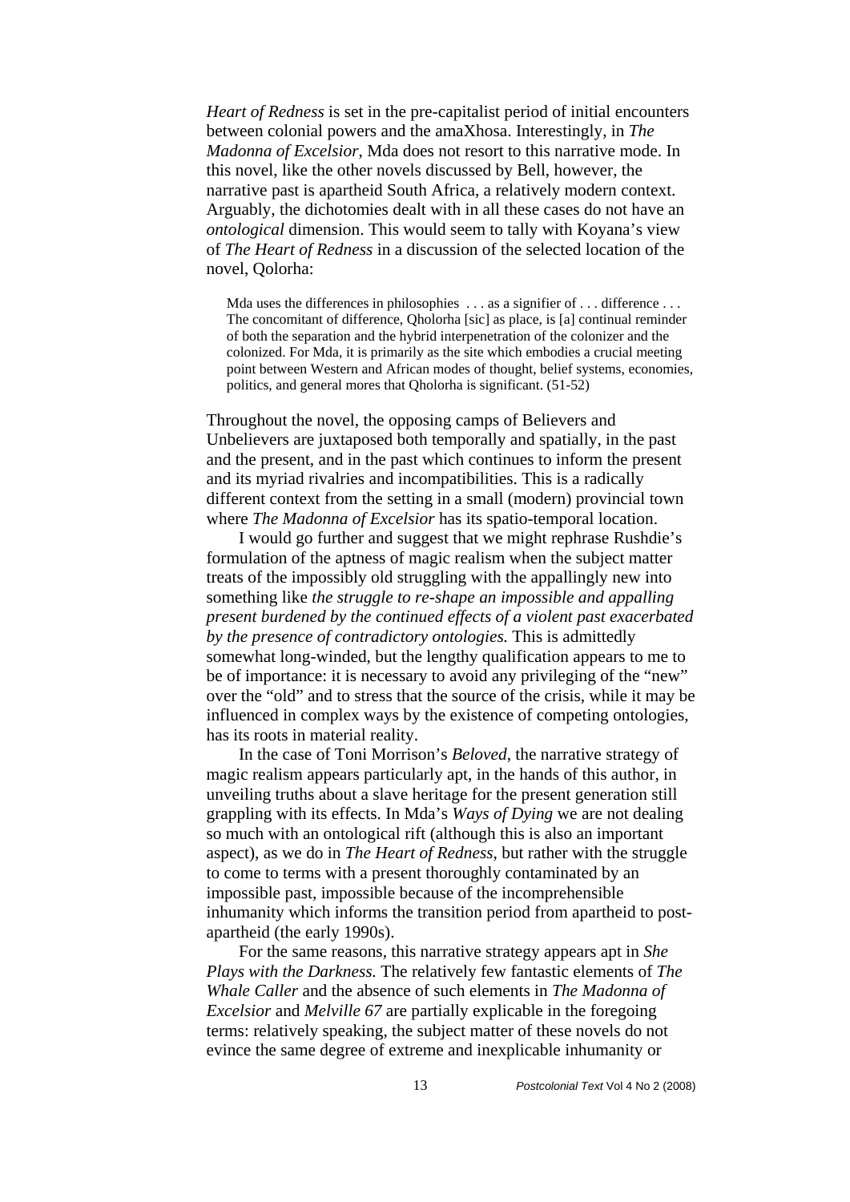*Heart of Redness* is set in the pre-capitalist period of initial encounters between colonial powers and the amaXhosa. Interestingly, in *The Madonna of Excelsior*, Mda does not resort to this narrative mode. In this novel, like the other novels discussed by Bell, however, the narrative past is apartheid South Africa, a relatively modern context. Arguably, the dichotomies dealt with in all these cases do not have an *ontological* dimension. This would seem to tally with Koyana's view of *The Heart of Redness* in a discussion of the selected location of the novel, Qolorha:

> Mda uses the differences in philosophies . . . as a signifier of . . . difference . . . The concomitant of difference, Qholorha [sic] as place, is [a] continual reminder of both the separation and the hybrid interpenetration of the colonizer and the colonized. For Mda, it is primarily as the site which embodies a crucial meeting point between Western and African modes of thought, belief systems, economies, politics, and general mores that Qholorha is significant. (51-52)

Throughout the novel, the opposing camps of Believers and Unbelievers are juxtaposed both temporally and spatially, in the past and the present, and in the past which continues to inform the present and its myriad rivalries and incompatibilities. This is a radically different context from the setting in a small (modern) provincial town where *The Madonna of Excelsior* has its spatio-temporal location.

I would go further and suggest that we might rephrase Rushdie's formulation of the aptness of magic realism when the subject matter treats of the impossibly old struggling with the appallingly new into something like *the struggle to re-shape an impossible and appalling present burdened by the continued effects of a violent past exacerbated by the presence of contradictory ontologies.* This is admittedly somewhat long-winded, but the lengthy qualification appears to me to be of importance: it is necessary to avoid any privileging of the "new" over the "old" and to stress that the source of the crisis, while it may be influenced in complex ways by the existence of competing ontologies, has its roots in material reality.

In the case of Toni Morrison's *Beloved*, the narrative strategy of magic realism appears particularly apt, in the hands of this author, in unveiling truths about a slave heritage for the present generation still grappling with its effects. In Mda's *Ways of Dying* we are not dealing so much with an ontological rift (although this is also an important aspect), as we do in *The Heart of Redness*, but rather with the struggle to come to terms with a present thoroughly contaminated by an impossible past, impossible because of the incomprehensible inhumanity which informs the transition period from apartheid to post-apartheid (the early 1990s).

For the same reasons, this narrative strategy appears apt in *She Plays with the Darkness.* The relatively few fantastic elements of *The Whale Caller* and the absence of such elements in *The Madonna of Excelsior* and *Melville 67* are partially explicable in the foregoing terms: relatively speaking, the subject matter of these novels do not evince the same degree of extreme and inexplicable inhumanity or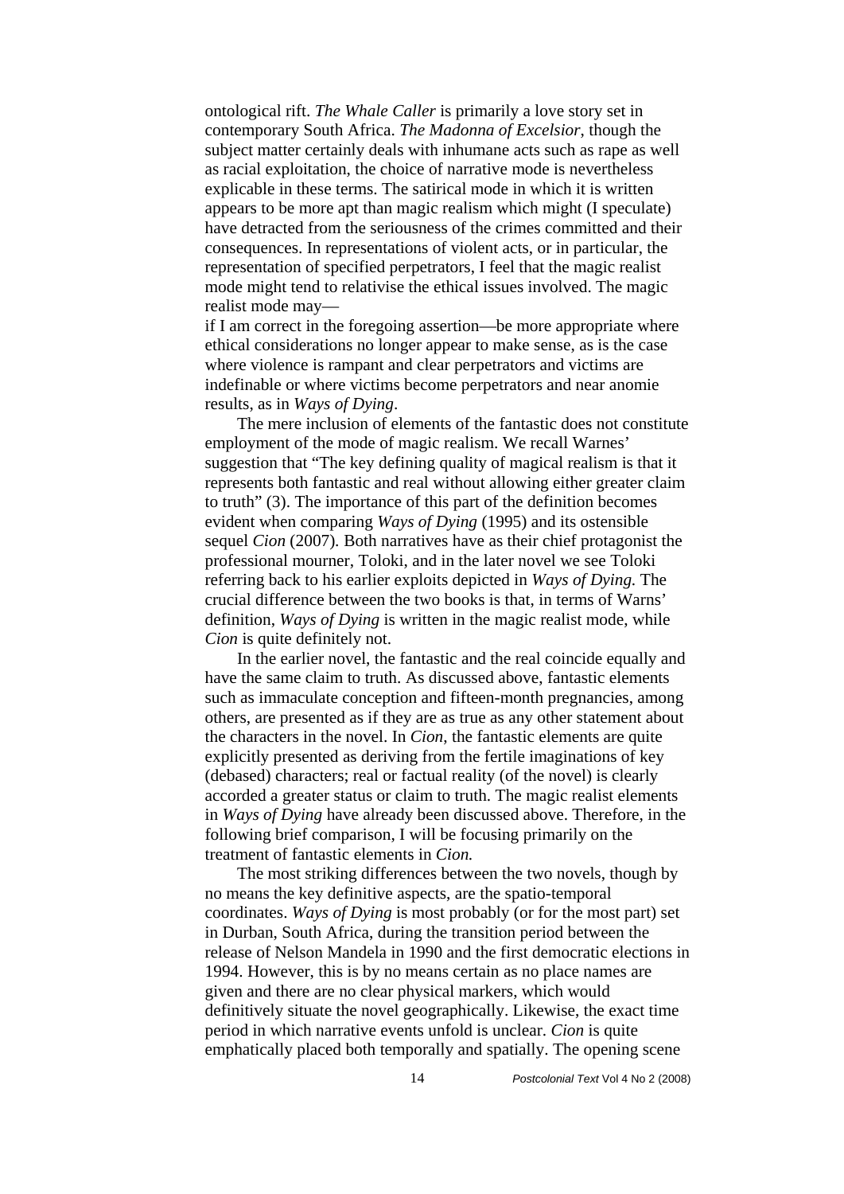ontological rift. *The Whale Caller* is primarily a love story set in contemporary South Africa. *The Madonna of Excelsior*, though the subject matter certainly deals with inhumane acts such as rape as well as racial exploitation, the choice of narrative mode is nevertheless explicable in these terms. The satirical mode in which it is written appears to be more apt than magic realism which might (I speculate) have detracted from the seriousness of the crimes committed and their consequences. In representations of violent acts, or in particular, the representation of specified perpetrators, I feel that the magic realist mode might tend to relativise the ethical issues involved. The magic realist mode may—
if I am correct in the foregoing assertion—be more appropriate where ethical considerations no longer appear to make sense, as is the case where violence is rampant and clear perpetrators and victims are indefinable or where victims become perpetrators and near anomie results, as in *Ways of Dying*.

The mere inclusion of elements of the fantastic does not constitute employment of the mode of magic realism. We recall Warnes' suggestion that "The key defining quality of magical realism is that it represents both fantastic and real without allowing either greater claim to truth" (3). The importance of this part of the definition becomes evident when comparing *Ways of Dying* (1995) and its ostensible sequel *Cion* (2007). Both narratives have as their chief protagonist the professional mourner, Toloki, and in the later novel we see Toloki referring back to his earlier exploits depicted in *Ways of Dying.* The crucial difference between the two books is that, in terms of Warns' definition, *Ways of Dying* is written in the magic realist mode, while *Cion* is quite definitely not.

In the earlier novel, the fantastic and the real coincide equally and have the same claim to truth. As discussed above, fantastic elements such as immaculate conception and fifteen-month pregnancies, among others, are presented as if they are as true as any other statement about the characters in the novel. In *Cion*, the fantastic elements are quite explicitly presented as deriving from the fertile imaginations of key (debased) characters; real or factual reality (of the novel) is clearly accorded a greater status or claim to truth. The magic realist elements in *Ways of Dying* have already been discussed above. Therefore, in the following brief comparison, I will be focusing primarily on the treatment of fantastic elements in *Cion.*

The most striking differences between the two novels, though by no means the key definitive aspects, are the spatio-temporal coordinates. *Ways of Dying* is most probably (or for the most part) set in Durban, South Africa, during the transition period between the release of Nelson Mandela in 1990 and the first democratic elections in 1994. However, this is by no means certain as no place names are given and there are no clear physical markers, which would definitively situate the novel geographically. Likewise, the exact time period in which narrative events unfold is unclear. *Cion* is quite emphatically placed both temporally and spatially. The opening scene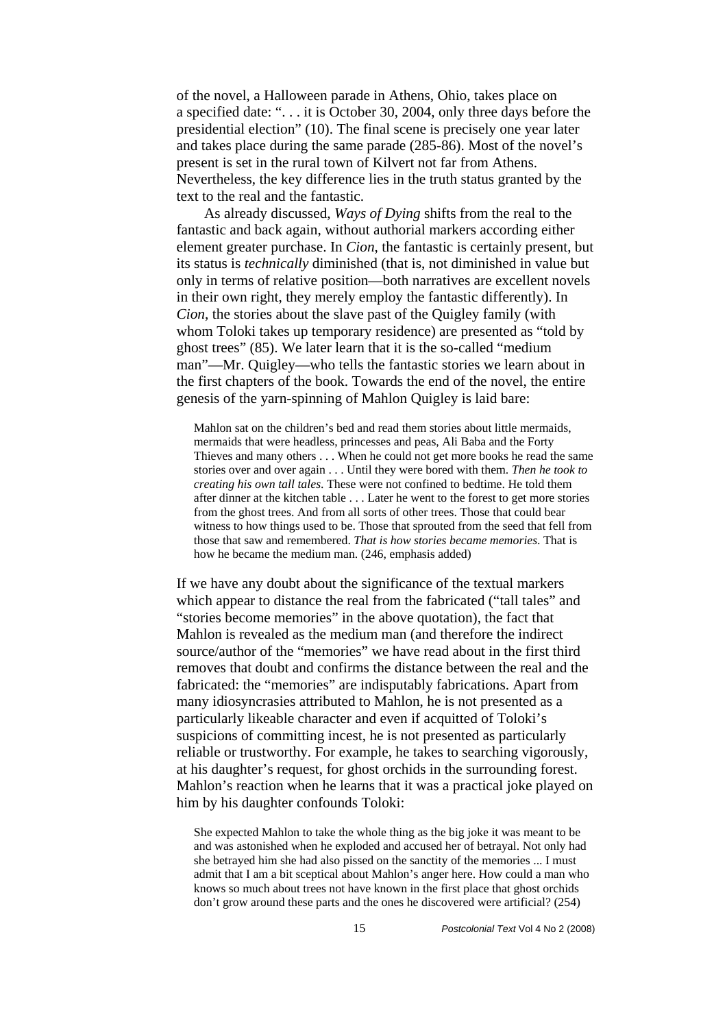of the novel, a Halloween parade in Athens, Ohio, takes place on a specified date: ". . . it is October 30, 2004, only three days before the presidential election" (10). The final scene is precisely one year later and takes place during the same parade (285-86). Most of the novel's present is set in the rural town of Kilvert not far from Athens. Nevertheless, the key difference lies in the truth status granted by the text to the real and the fantastic.

As already discussed, *Ways of Dying* shifts from the real to the fantastic and back again, without authorial markers according either element greater purchase. In *Cion*, the fantastic is certainly present, but its status is *technically* diminished (that is, not diminished in value but only in terms of relative position—both narratives are excellent novels in their own right, they merely employ the fantastic differently). In *Cion*, the stories about the slave past of the Quigley family (with whom Toloki takes up temporary residence) are presented as "told by ghost trees" (85). We later learn that it is the so-called "medium man"—Mr. Quigley—who tells the fantastic stories we learn about in the first chapters of the book. Towards the end of the novel, the entire genesis of the yarn-spinning of Mahlon Quigley is laid bare:

> Mahlon sat on the children's bed and read them stories about little mermaids, mermaids that were headless, princesses and peas, Ali Baba and the Forty Thieves and many others . . . When he could not get more books he read the same stories over and over again . . . Until they were bored with them. *Then he took to creating his own tall tales.* These were not confined to bedtime. He told them after dinner at the kitchen table . . . Later he went to the forest to get more stories from the ghost trees. And from all sorts of other trees. Those that could bear witness to how things used to be. Those that sprouted from the seed that fell from those that saw and remembered. *That is how stories became memories.* That is how he became the medium man. (246, emphasis added)

If we have any doubt about the significance of the textual markers which appear to distance the real from the fabricated ("tall tales" and "stories become memories" in the above quotation), the fact that Mahlon is revealed as the medium man (and therefore the indirect source/author of the "memories" we have read about in the first third removes that doubt and confirms the distance between the real and the fabricated: the "memories" are indisputably fabrications. Apart from many idiosyncrasies attributed to Mahlon, he is not presented as a particularly likeable character and even if acquitted of Toloki's suspicions of committing incest, he is not presented as particularly reliable or trustworthy. For example, he takes to searching vigorously, at his daughter's request, for ghost orchids in the surrounding forest. Mahlon's reaction when he learns that it was a practical joke played on him by his daughter confounds Toloki:

> She expected Mahlon to take the whole thing as the big joke it was meant to be and was astonished when he exploded and accused her of betrayal. Not only had she betrayed him she had also pissed on the sanctity of the memories ... I must admit that I am a bit sceptical about Mahlon's anger here. How could a man who knows so much about trees not have known in the first place that ghost orchids don't grow around these parts and the ones he discovered were artificial? (254)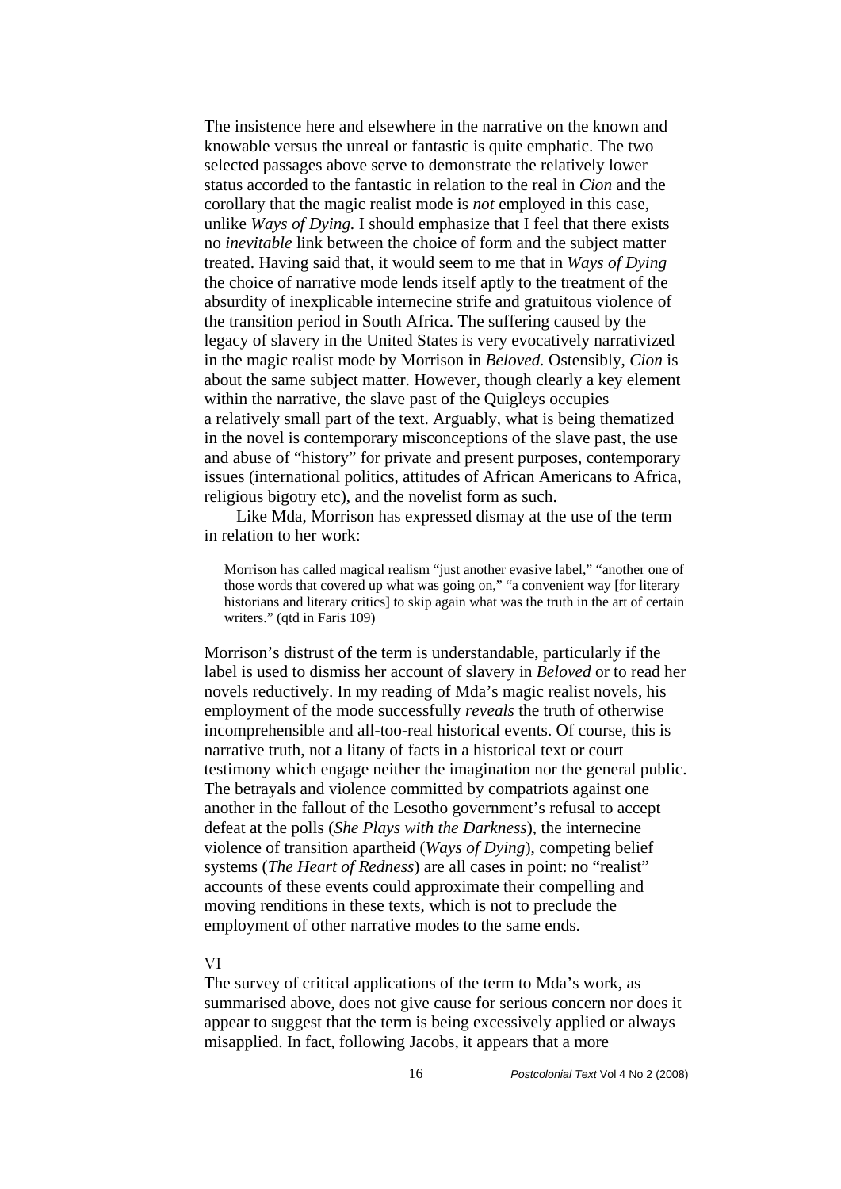The insistence here and elsewhere in the narrative on the known and knowable versus the unreal or fantastic is quite emphatic. The two selected passages above serve to demonstrate the relatively lower status accorded to the fantastic in relation to the real in *Cion* and the corollary that the magic realist mode is *not* employed in this case, unlike *Ways of Dying.* I should emphasize that I feel that there exists no *inevitable* link between the choice of form and the subject matter treated. Having said that, it would seem to me that in *Ways of Dying* the choice of narrative mode lends itself aptly to the treatment of the absurdity of inexplicable internecine strife and gratuitous violence of the transition period in South Africa. The suffering caused by the legacy of slavery in the United States is very evocatively narrativized in the magic realist mode by Morrison in *Beloved.* Ostensibly, *Cion* is about the same subject matter. However, though clearly a key element within the narrative, the slave past of the Quigleys occupies a relatively small part of the text. Arguably, what is being thematized in the novel is contemporary misconceptions of the slave past, the use and abuse of "history" for private and present purposes, contemporary issues (international politics, attitudes of African Americans to Africa, religious bigotry etc), and the novelist form as such.

Like Mda, Morrison has expressed dismay at the use of the term in relation to her work:

> Morrison has called magical realism "just another evasive label," "another one of those words that covered up what was going on," "a convenient way [for literary historians and literary critics] to skip again what was the truth in the art of certain writers." (qtd in Faris 109)

Morrison's distrust of the term is understandable, particularly if the label is used to dismiss her account of slavery in *Beloved* or to read her novels reductively. In my reading of Mda's magic realist novels, his employment of the mode successfully *reveals* the truth of otherwise incomprehensible and all-too-real historical events. Of course, this is narrative truth, not a litany of facts in a historical text or court testimony which engage neither the imagination nor the general public. The betrayals and violence committed by compatriots against one another in the fallout of the Lesotho government's refusal to accept defeat at the polls (*She Plays with the Darkness*), the internecine violence of transition apartheid (*Ways of Dying*), competing belief systems (*The Heart of Redness*) are all cases in point: no "realist" accounts of these events could approximate their compelling and moving renditions in these texts, which is not to preclude the employment of other narrative modes to the same ends.

## VI

The survey of critical applications of the term to Mda's work, as summarised above, does not give cause for serious concern nor does it appear to suggest that the term is being excessively applied or always misapplied. In fact, following Jacobs, it appears that a more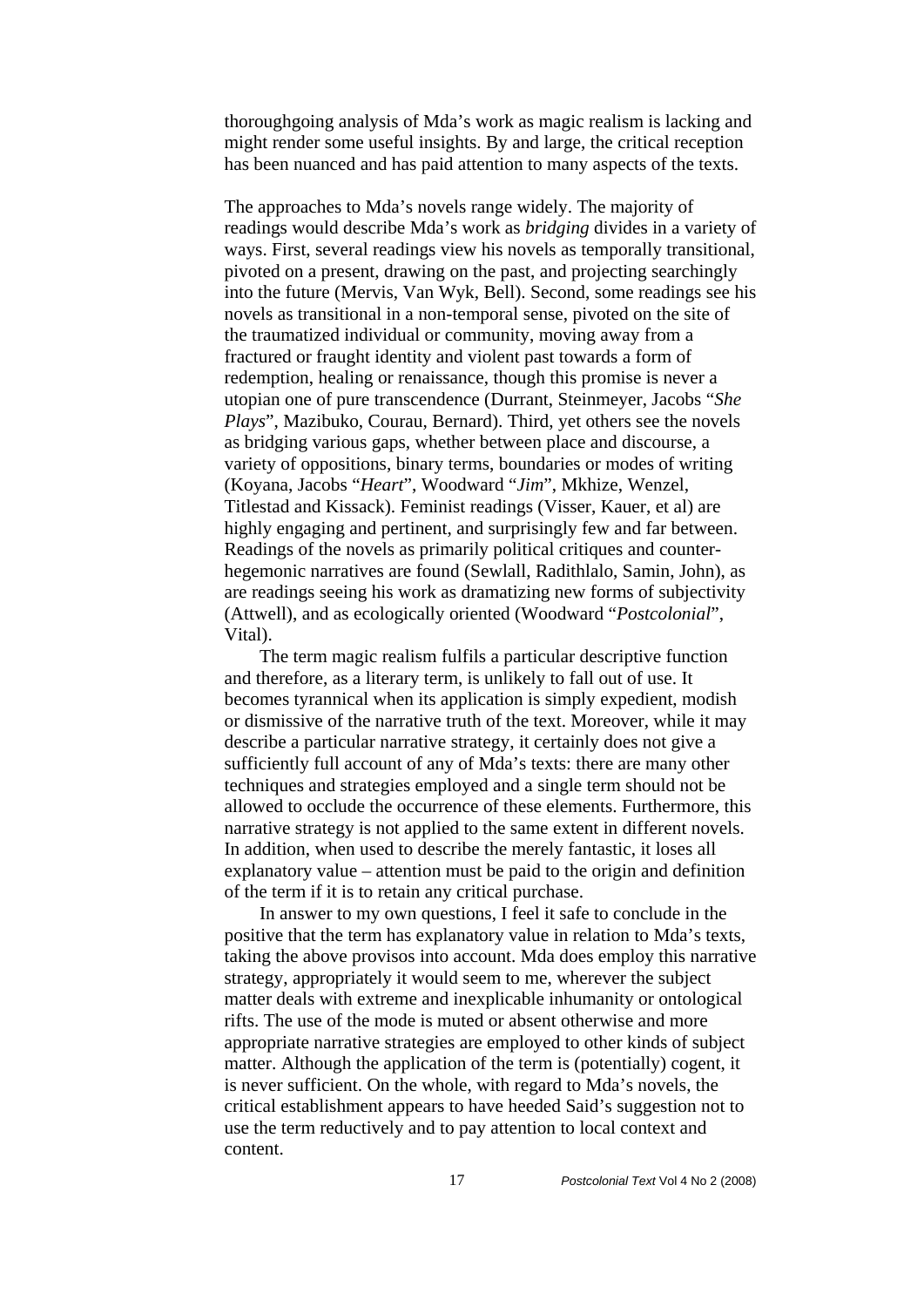thoroughgoing analysis of Mda's work as magic realism is lacking and might render some useful insights. By and large, the critical reception has been nuanced and has paid attention to many aspects of the texts.

The approaches to Mda's novels range widely. The majority of readings would describe Mda's work as *bridging* divides in a variety of ways. First, several readings view his novels as temporally transitional, pivoted on a present, drawing on the past, and projecting searchingly into the future (Mervis, Van Wyk, Bell). Second, some readings see his novels as transitional in a non-temporal sense, pivoted on the site of the traumatized individual or community, moving away from a fractured or fraught identity and violent past towards a form of redemption, healing or renaissance, though this promise is never a utopian one of pure transcendence (Durrant, Steinmeyer, Jacobs "*She Plays*", Mazibuko, Courau, Bernard). Third, yet others see the novels as bridging various gaps, whether between place and discourse, a variety of oppositions, binary terms, boundaries or modes of writing (Koyana, Jacobs "*Heart*", Woodward "*Jim*", Mkhize, Wenzel, Titlestad and Kissack). Feminist readings (Visser, Kauer, et al) are highly engaging and pertinent, and surprisingly few and far between. Readings of the novels as primarily political critiques and counter-hegemonic narratives are found (Sewlall, Radithlalo, Samin, John), as are readings seeing his work as dramatizing new forms of subjectivity (Attwell), and as ecologically oriented (Woodward "*Postcolonial*", Vital).

The term magic realism fulfils a particular descriptive function and therefore, as a literary term, is unlikely to fall out of use. It becomes tyrannical when its application is simply expedient, modish or dismissive of the narrative truth of the text. Moreover, while it may describe a particular narrative strategy, it certainly does not give a sufficiently full account of any of Mda's texts: there are many other techniques and strategies employed and a single term should not be allowed to occlude the occurrence of these elements. Furthermore, this narrative strategy is not applied to the same extent in different novels. In addition, when used to describe the merely fantastic, it loses all explanatory value – attention must be paid to the origin and definition of the term if it is to retain any critical purchase.

In answer to my own questions, I feel it safe to conclude in the positive that the term has explanatory value in relation to Mda's texts, taking the above provisos into account. Mda does employ this narrative strategy, appropriately it would seem to me, wherever the subject matter deals with extreme and inexplicable inhumanity or ontological rifts. The use of the mode is muted or absent otherwise and more appropriate narrative strategies are employed to other kinds of subject matter. Although the application of the term is (potentially) cogent, it is never sufficient. On the whole, with regard to Mda's novels, the critical establishment appears to have heeded Said's suggestion not to use the term reductively and to pay attention to local context and content.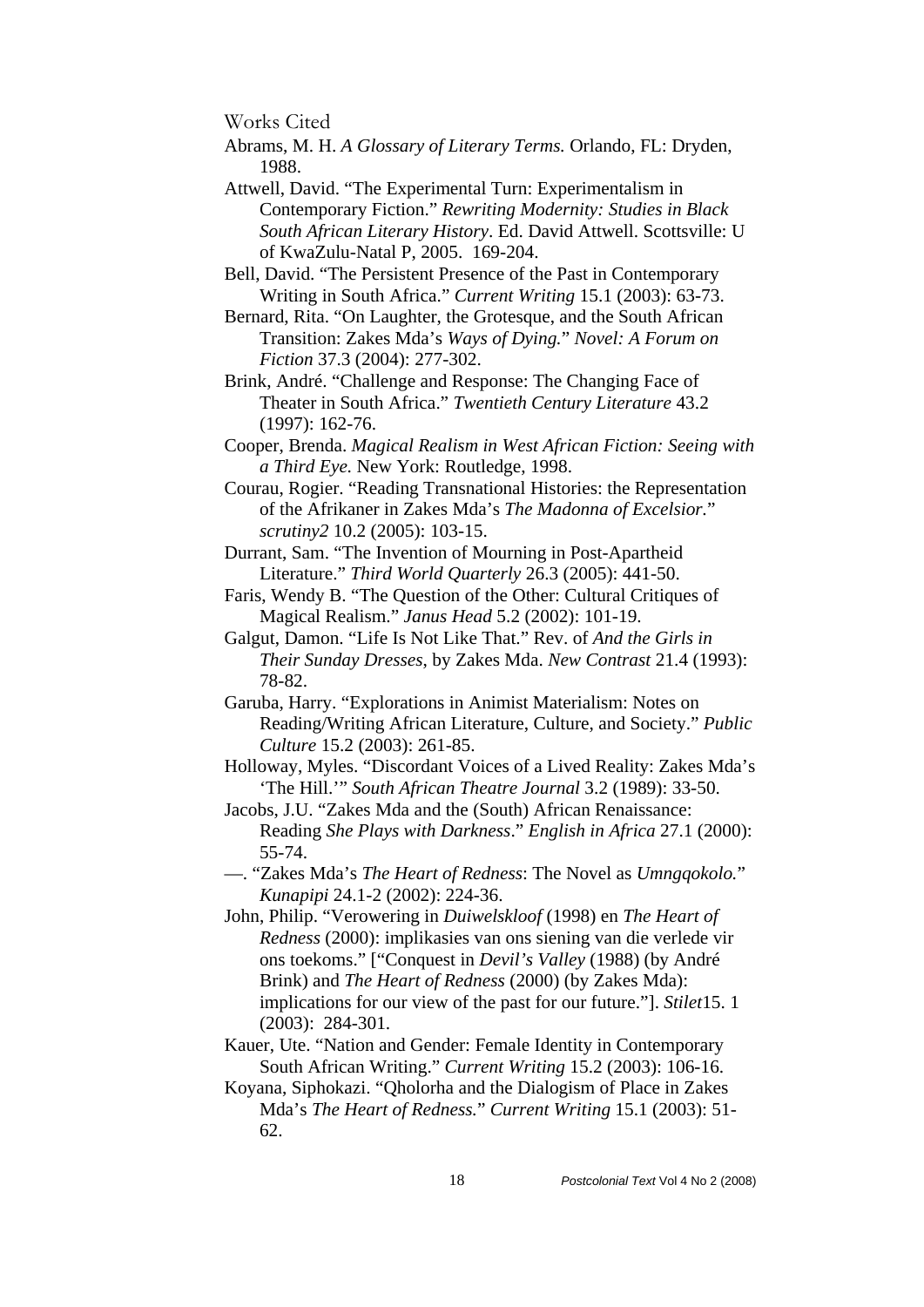## Works Cited

Abrams, M. H. *A Glossary of Literary Terms.* Orlando, FL: Dryden, 1988.

Attwell, David. "The Experimental Turn: Experimentalism in Contemporary Fiction." *Rewriting Modernity: Studies in Black South African Literary History*. Ed. David Attwell. Scottsville: U of KwaZulu-Natal P, 2005. 169-204.

Bell, David. "The Persistent Presence of the Past in Contemporary Writing in South Africa." *Current Writing* 15.1 (2003): 63-73.

Bernard, Rita. "On Laughter, the Grotesque, and the South African Transition: Zakes Mda's *Ways of Dying.*" *Novel: A Forum on Fiction* 37.3 (2004): 277-302.

Brink, André. "Challenge and Response: The Changing Face of Theater in South Africa." *Twentieth Century Literature* 43.2 (1997): 162-76.

Cooper, Brenda. *Magical Realism in West African Fiction: Seeing with a Third Eye.* New York: Routledge, 1998.

Courau, Rogier. "Reading Transnational Histories: the Representation of the Afrikaner in Zakes Mda's *The Madonna of Excelsior.*" *scrutiny2* 10.2 (2005): 103-15.

Durrant, Sam. "The Invention of Mourning in Post-Apartheid Literature." *Third World Quarterly* 26.3 (2005): 441-50.

Faris, Wendy B. "The Question of the Other: Cultural Critiques of Magical Realism." *Janus Head* 5.2 (2002): 101-19.

Galgut, Damon. "Life Is Not Like That." Rev. of *And the Girls in Their Sunday Dresses*, by Zakes Mda. *New Contrast* 21.4 (1993): 78-82.

Garuba, Harry. "Explorations in Animist Materialism: Notes on Reading/Writing African Literature, Culture, and Society." *Public Culture* 15.2 (2003): 261-85.

Holloway, Myles. "Discordant Voices of a Lived Reality: Zakes Mda's 'The Hill.'" *South African Theatre Journal* 3.2 (1989): 33-50.

Jacobs, J.U. "Zakes Mda and the (South) African Renaissance: Reading *She Plays with Darkness*." *English in Africa* 27.1 (2000): 55-74.

—. "Zakes Mda's *The Heart of Redness*: The Novel as *Umngqokolo.*" *Kunapipi* 24.1-2 (2002): 224-36.

John, Philip. "Verowering in *Duiwelskloof* (1998) en *The Heart of Redness* (2000): implikasies van ons siening van die verlede vir ons toekoms." ["Conquest in *Devil's Valley* (1988) (by André Brink) and *The Heart of Redness* (2000) (by Zakes Mda): implications for our view of the past for our future."]. *Stilet*15. 1 (2003): 284-301.

Kauer, Ute. "Nation and Gender: Female Identity in Contemporary South African Writing." *Current Writing* 15.2 (2003): 106-16.

Koyana, Siphokazi. "Qholorha and the Dialogism of Place in Zakes Mda's *The Heart of Redness.*" *Current Writing* 15.1 (2003): 51-62.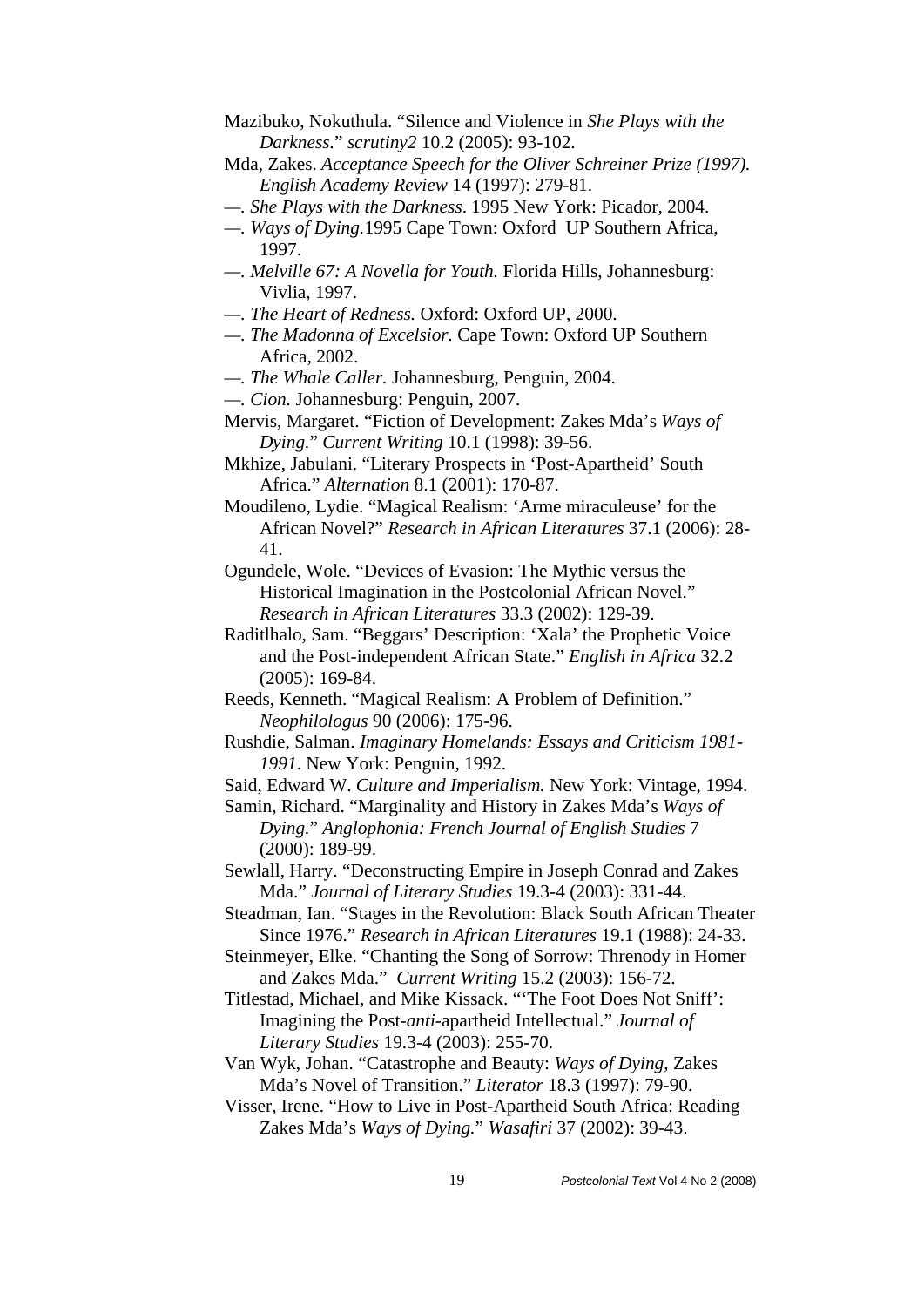Mazibuko, Nokuthula. "Silence and Violence in *She Plays with the Darkness*." *scrutiny2* 10.2 (2005): 93-102.

Mda, Zakes. *Acceptance Speech for the Oliver Schreiner Prize (1997). English Academy Review* 14 (1997): 279-81.

—. *She Plays with the Darkness*. 1995 New York: Picador, 2004.

—. *Ways of Dying.*1995 Cape Town: Oxford UP Southern Africa, 1997.

—. *Melville 67: A Novella for Youth.* Florida Hills, Johannesburg: Vivlia, 1997.

—. *The Heart of Redness.* Oxford: Oxford UP, 2000.

—. *The Madonna of Excelsior*. Cape Town: Oxford UP Southern Africa, 2002.

—. *The Whale Caller.* Johannesburg, Penguin, 2004.

—. *Cion.* Johannesburg: Penguin, 2007.

Mervis, Margaret. "Fiction of Development: Zakes Mda's *Ways of Dying.*" *Current Writing* 10.1 (1998): 39-56.

Mkhize, Jabulani. "Literary Prospects in 'Post-Apartheid' South Africa." *Alternation* 8.1 (2001): 170-87.

Moudileno, Lydie. "Magical Realism: 'Arme miraculeuse' for the African Novel?" *Research in African Literatures* 37.1 (2006): 28-41.

Ogundele, Wole. "Devices of Evasion: The Mythic versus the Historical Imagination in the Postcolonial African Novel." *Research in African Literatures* 33.3 (2002): 129-39.

Raditlhalo, Sam. "Beggars' Description: 'Xala' the Prophetic Voice and the Post-independent African State." *English in Africa* 32.2 (2005): 169-84.

Reeds, Kenneth. "Magical Realism: A Problem of Definition." *Neophilologus* 90 (2006): 175-96.

Rushdie, Salman. *Imaginary Homelands: Essays and Criticism 1981-1991*. New York: Penguin, 1992.

Said, Edward W. *Culture and Imperialism.* New York: Vintage, 1994.

Samin, Richard. "Marginality and History in Zakes Mda's *Ways of Dying.*" *Anglophonia: French Journal of English Studies* 7 (2000): 189-99.

Sewlall, Harry. "Deconstructing Empire in Joseph Conrad and Zakes Mda." *Journal of Literary Studies* 19.3-4 (2003): 331-44.

Steadman, Ian. "Stages in the Revolution: Black South African Theater Since 1976." *Research in African Literatures* 19.1 (1988): 24-33.

Steinmeyer, Elke. "Chanting the Song of Sorrow: Threnody in Homer and Zakes Mda." *Current Writing* 15.2 (2003): 156-72.

Titlestad, Michael, and Mike Kissack. "'The Foot Does Not Sniff': Imagining the Post-*anti*-apartheid Intellectual." *Journal of Literary Studies* 19.3-4 (2003): 255-70.

Van Wyk, Johan. "Catastrophe and Beauty: *Ways of Dying*, Zakes Mda's Novel of Transition." *Literator* 18.3 (1997): 79-90.

Visser, Irene. "How to Live in Post-Apartheid South Africa: Reading Zakes Mda's *Ways of Dying.*" *Wasafiri* 37 (2002): 39-43.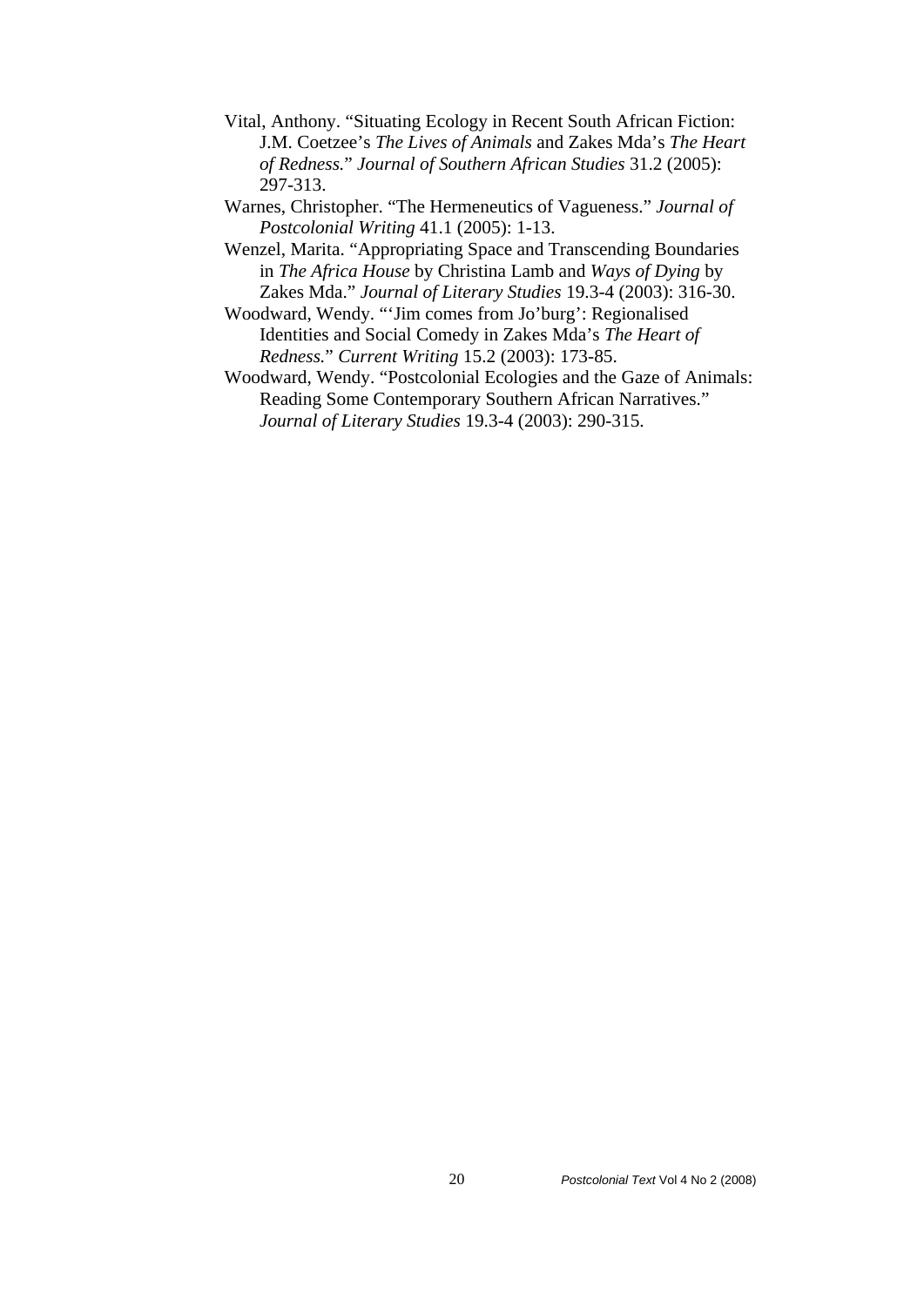Vital, Anthony. "Situating Ecology in Recent South African Fiction: J.M. Coetzee's *The Lives of Animals* and Zakes Mda's *The Heart of Redness.*" *Journal of Southern African Studies* 31.2 (2005): 297-313.

Warnes, Christopher. "The Hermeneutics of Vagueness." *Journal of Postcolonial Writing* 41.1 (2005): 1-13.

Wenzel, Marita. "Appropriating Space and Transcending Boundaries in *The Africa House* by Christina Lamb and *Ways of Dying* by Zakes Mda." *Journal of Literary Studies* 19.3-4 (2003): 316-30.

Woodward, Wendy. "'Jim comes from Jo'burg': Regionalised Identities and Social Comedy in Zakes Mda's *The Heart of Redness.*" *Current Writing* 15.2 (2003): 173-85.

Woodward, Wendy. "Postcolonial Ecologies and the Gaze of Animals: Reading Some Contemporary Southern African Narratives." *Journal of Literary Studies* 19.3-4 (2003): 290-315.